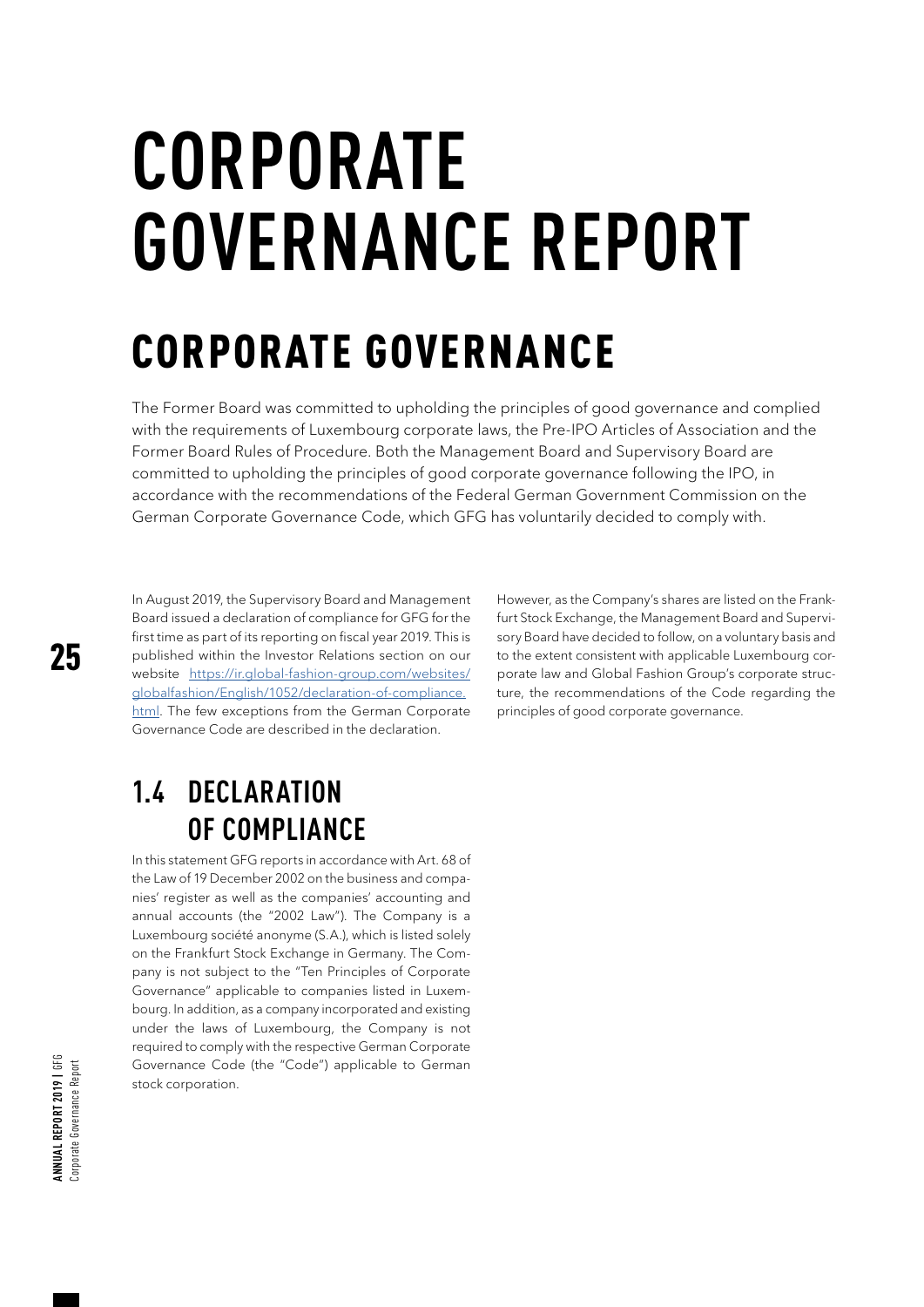# CORPORATE GOVERNANCE REPORT

## CORPORATE GOVERNANCE

The Former Board was committed to upholding the principles of good governance and complied with the requirements of Luxembourg corporate laws, the Pre-IPO Articles of Association and the Former Board Rules of Procedure. Both the Management Board and Supervisory Board are committed to upholding the principles of good corporate governance following the IPO, in accordance with the recommendations of the Federal German Government Commission on the German Corporate Governance Code, which GFG has voluntarily decided to comply with.

In August 2019, the Supervisory Board and Management Board issued a declaration of compliance for GFG for the first time as part of its reporting on fiscal year 2019. This is published within the Investor Relations section on our website [https://ir.global-fashion-group.com/websites/globalfashion/English/1052/declaration-of-compliance.html](https://ir.global-fashion-group.com/websites/globalfashion/English/1052/declaration-of-compliance.html). The few exceptions from the German Corporate Governance Code are described in the declaration.

### 1.4 DECLARATION OF COMPLIANCE

In this statement GFG reports in accordance with Art. 68 of the Law of 19 December 2002 on the business and companies' register as well as the companies' accounting and annual accounts (the "2002 Law"). The Company is a Luxembourg société anonyme (S.A.), which is listed solely on the Frankfurt Stock Exchange in Germany. The Company is not subject to the "Ten Principles of Corporate Governance" applicable to companies listed in Luxembourg. In addition, as a company incorporated and existing under the laws of Luxembourg, the Company is not required to comply with the respective German Corporate Governance Code (the "Code") applicable to German stock corporation.

However, as the Company's shares are listed on the Frankfurt Stock Exchange, the Management Board and Supervisory Board have decided to follow, on a voluntary basis and to the extent consistent with applicable Luxembourg corporate law and Global Fashion Group's corporate structure, the recommendations of the Code regarding the principles of good corporate governance.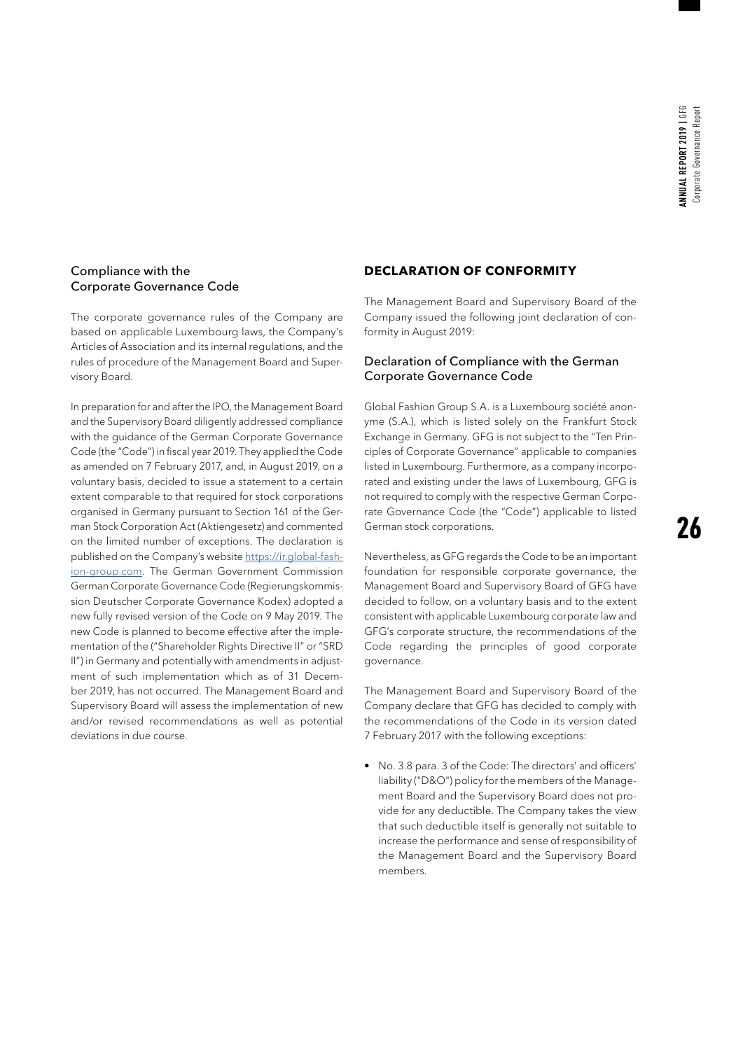## Compliance with the Corporate Governance Code

The corporate governance rules of the Company are based on applicable Luxembourg laws, the Company's Articles of Association and its internal regulations, and the rules of procedure of the Management Board and Supervisory Board.

In preparation for and after the IPO, the Management Board and the Supervisory Board diligently addressed compliance with the guidance of the German Corporate Governance Code (the "Code") in fiscal year 2019. They applied the Code as amended on 7 February 2017, and, in August 2019, on a voluntary basis, decided to issue a statement to a certain extent comparable to that required for stock corporations organised in Germany pursuant to Section 161 of the German Stock Corporation Act (Aktiengesetz) and commented on the limited number of exceptions. The declaration is published on the Company's website https://ir.global-fashion-group.com. The German Government Commission German Corporate Governance Code (Regierungskommission Deutscher Corporate Governance Kodex) adopted a new fully revised version of the Code on 9 May 2019. The new Code is planned to become effective after the implementation of the ("Shareholder Rights Directive II" or "SRD II") in Germany and potentially with amendments in adjustment of such implementation which as of 31 December 2019, has not occurred. The Management Board and Supervisory Board will assess the implementation of new and/or revised recommendations as well as potential deviations in due course.

## DECLARATION OF CONFORMITY

The Management Board and Supervisory Board of the Company issued the following joint declaration of conformity in August 2019:

### Declaration of Compliance with the German Corporate Governance Code

Global Fashion Group S.A. is a Luxembourg société anonyme (S.A.), which is listed solely on the Frankfurt Stock Exchange in Germany. GFG is not subject to the "Ten Principles of Corporate Governance" applicable to companies listed in Luxembourg. Furthermore, as a company incorporated and existing under the laws of Luxembourg, GFG is not required to comply with the respective German Corporate Governance Code (the "Code") applicable to listed German stock corporations.

Nevertheless, as GFG regards the Code to be an important foundation for responsible corporate governance, the Management Board and Supervisory Board of GFG have decided to follow, on a voluntary basis and to the extent consistent with applicable Luxembourg corporate law and GFG's corporate structure, the recommendations of the Code regarding the principles of good corporate governance.

The Management Board and Supervisory Board of the Company declare that GFG has decided to comply with the recommendations of the Code in its version dated 7 February 2017 with the following exceptions:

- No. 3.8 para. 3 of the Code: The directors' and officers' liability ("D&O") policy for the members of the Management Board and the Supervisory Board does not provide for any deductible. The Company takes the view that such deductible itself is generally not suitable to increase the performance and sense of responsibility of the Management Board and the Supervisory Board members.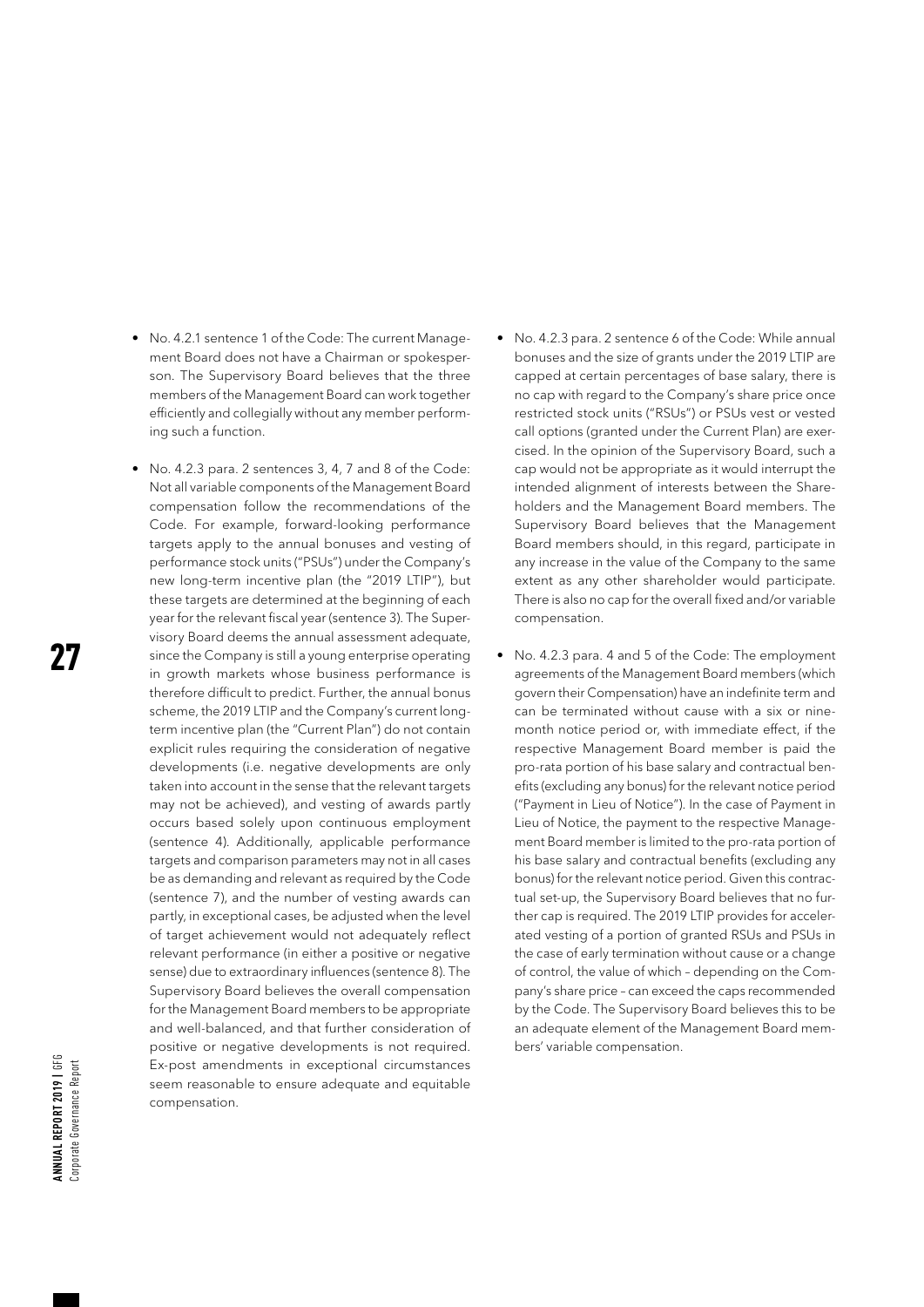- No. 4.2.1 sentence 1 of the Code: The current Management Board does not have a Chairman or spokesperson. The Supervisory Board believes that the three members of the Management Board can work together efficiently and collegially without any member performing such a function.
- No. 4.2.3 para. 2 sentences 3, 4, 7 and 8 of the Code: Not all variable components of the Management Board compensation follow the recommendations of the Code. For example, forward-looking performance targets apply to the annual bonuses and vesting of performance stock units ("PSUs") under the Company's new long-term incentive plan (the "2019 LTIP"), but these targets are determined at the beginning of each year for the relevant fiscal year (sentence 3). The Supervisory Board deems the annual assessment adequate, since the Company is still a young enterprise operating in growth markets whose business performance is therefore difficult to predict. Further, the annual bonus scheme, the 2019 LTIP and the Company's current long-term incentive plan (the "Current Plan") do not contain explicit rules requiring the consideration of negative developments (i.e. negative developments are only taken into account in the sense that the relevant targets may not be achieved), and vesting of awards partly occurs based solely upon continuous employment (sentence 4). Additionally, applicable performance targets and comparison parameters may not in all cases be as demanding and relevant as required by the Code (sentence 7), and the number of vesting awards can partly, in exceptional cases, be adjusted when the level of target achievement would not adequately reflect relevant performance (in either a positive or negative sense) due to extraordinary influences (sentence 8). The Supervisory Board believes the overall compensation for the Management Board members to be appropriate and well-balanced, and that further consideration of positive or negative developments is not required. Ex-post amendments in exceptional circumstances seem reasonable to ensure adequate and equitable compensation.
- No. 4.2.3 para. 2 sentence 6 of the Code: While annual bonuses and the size of grants under the 2019 LTIP are capped at certain percentages of base salary, there is no cap with regard to the Company's share price once restricted stock units ("RSUs") or PSUs vest or vested call options (granted under the Current Plan) are exercised. In the opinion of the Supervisory Board, such a cap would not be appropriate as it would interrupt the intended alignment of interests between the Shareholders and the Management Board members. The Supervisory Board believes that the Management Board members should, in this regard, participate in any increase in the value of the Company to the same extent as any other shareholder would participate. There is also no cap for the overall fixed and/or variable compensation.
- No. 4.2.3 para. 4 and 5 of the Code: The employment agreements of the Management Board members (which govern their Compensation) have an indefinite term and can be terminated without cause with a six or nine-month notice period or, with immediate effect, if the respective Management Board member is paid the pro-rata portion of his base salary and contractual benefits (excluding any bonus) for the relevant notice period ("Payment in Lieu of Notice"). In the case of Payment in Lieu of Notice, the payment to the respective Management Board member is limited to the pro-rata portion of his base salary and contractual benefits (excluding any bonus) for the relevant notice period. Given this contractual set-up, the Supervisory Board believes that no further cap is required. The 2019 LTIP provides for accelerated vesting of a portion of granted RSUs and PSUs in the case of early termination without cause or a change of control, the value of which – depending on the Company's share price – can exceed the caps recommended by the Code. The Supervisory Board believes this to be an adequate element of the Management Board members' variable compensation.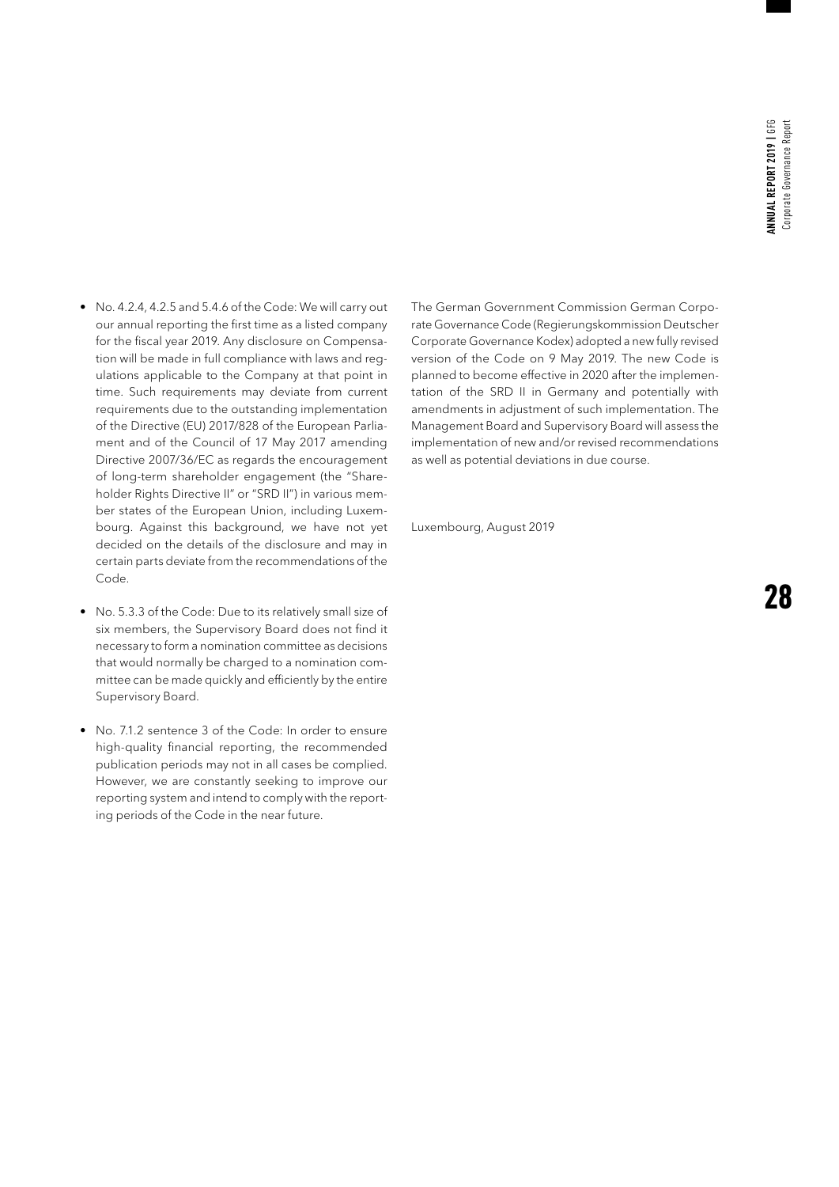- No. 4.2.4, 4.2.5 and 5.4.6 of the Code: We will carry out our annual reporting the first time as a listed company for the fiscal year 2019. Any disclosure on Compensation will be made in full compliance with laws and regulations applicable to the Company at that point in time. Such requirements may deviate from current requirements due to the outstanding implementation of the Directive (EU) 2017/828 of the European Parliament and of the Council of 17 May 2017 amending Directive 2007/36/EC as regards the encouragement of long-term shareholder engagement (the "Shareholder Rights Directive II" or "SRD II") in various member states of the European Union, including Luxembourg. Against this background, we have not yet decided on the details of the disclosure and may in certain parts deviate from the recommendations of the Code.

- No. 5.3.3 of the Code: Due to its relatively small size of six members, the Supervisory Board does not find it necessary to form a nomination committee as decisions that would normally be charged to a nomination committee can be made quickly and efficiently by the entire Supervisory Board.

- No. 7.1.2 sentence 3 of the Code: In order to ensure high-quality financial reporting, the recommended publication periods may not in all cases be complied. However, we are constantly seeking to improve our reporting system and intend to comply with the reporting periods of the Code in the near future.

The German Government Commission German Corporate Governance Code (Regierungskommission Deutscher Corporate Governance Kodex) adopted a new fully revised version of the Code on 9 May 2019. The new Code is planned to become effective in 2020 after the implementation of the SRD II in Germany and potentially with amendments in adjustment of such implementation. The Management Board and Supervisory Board will assess the implementation of new and/or revised recommendations as well as potential deviations in due course.

Luxembourg, August 2019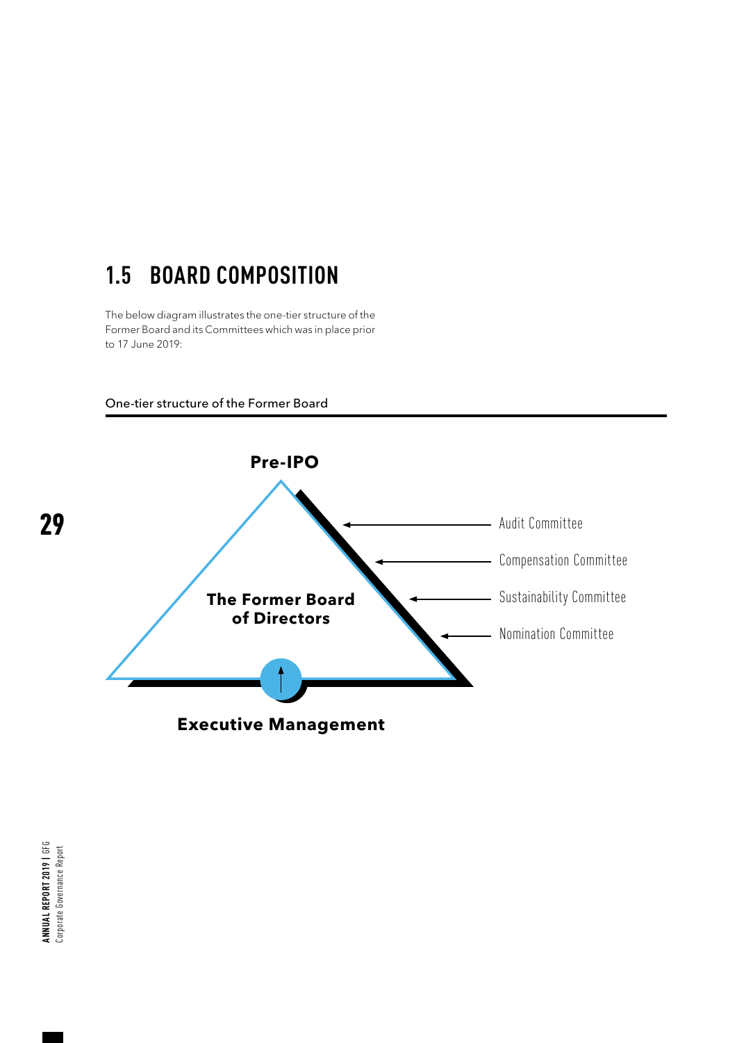## 1.5 BOARD COMPOSITION

The below diagram illustrates the one-tier structure of the Former Board and its Committees which was in place prior to 17 June 2019:

One-tier structure of the Former Board

**Pre-IPO**

**The Former Board of Directors**

Audit Committee

Compensation Committee

Sustainability Committee

Nomination Committee

**Executive Management**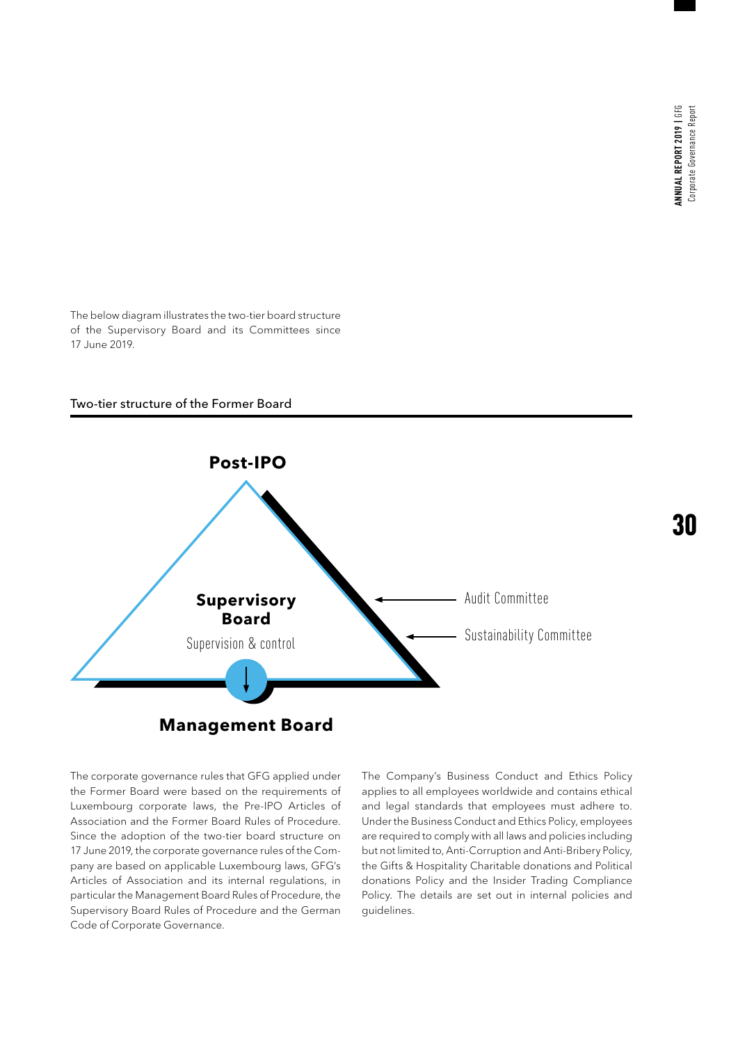The below diagram illustrates the two-tier board structure of the Supervisory Board and its Committees since 17 June 2019.

### Two-tier structure of the Former Board

**Post-IPO**

**Supervisory Board**

Supervision & control

Audit Committee

Sustainability Committee

**Management Board**

The corporate governance rules that GFG applied under the Former Board were based on the requirements of Luxembourg corporate laws, the Pre-IPO Articles of Association and the Former Board Rules of Procedure. Since the adoption of the two-tier board structure on 17 June 2019, the corporate governance rules of the Company are based on applicable Luxembourg laws, GFG's Articles of Association and its internal regulations, in particular the Management Board Rules of Procedure, the Supervisory Board Rules of Procedure and the German Code of Corporate Governance.

The Company's Business Conduct and Ethics Policy applies to all employees worldwide and contains ethical and legal standards that employees must adhere to. Under the Business Conduct and Ethics Policy, employees are required to comply with all laws and policies including but not limited to, Anti-Corruption and Anti-Bribery Policy, the Gifts & Hospitality Charitable donations and Political donations Policy and the Insider Trading Compliance Policy. The details are set out in internal policies and guidelines.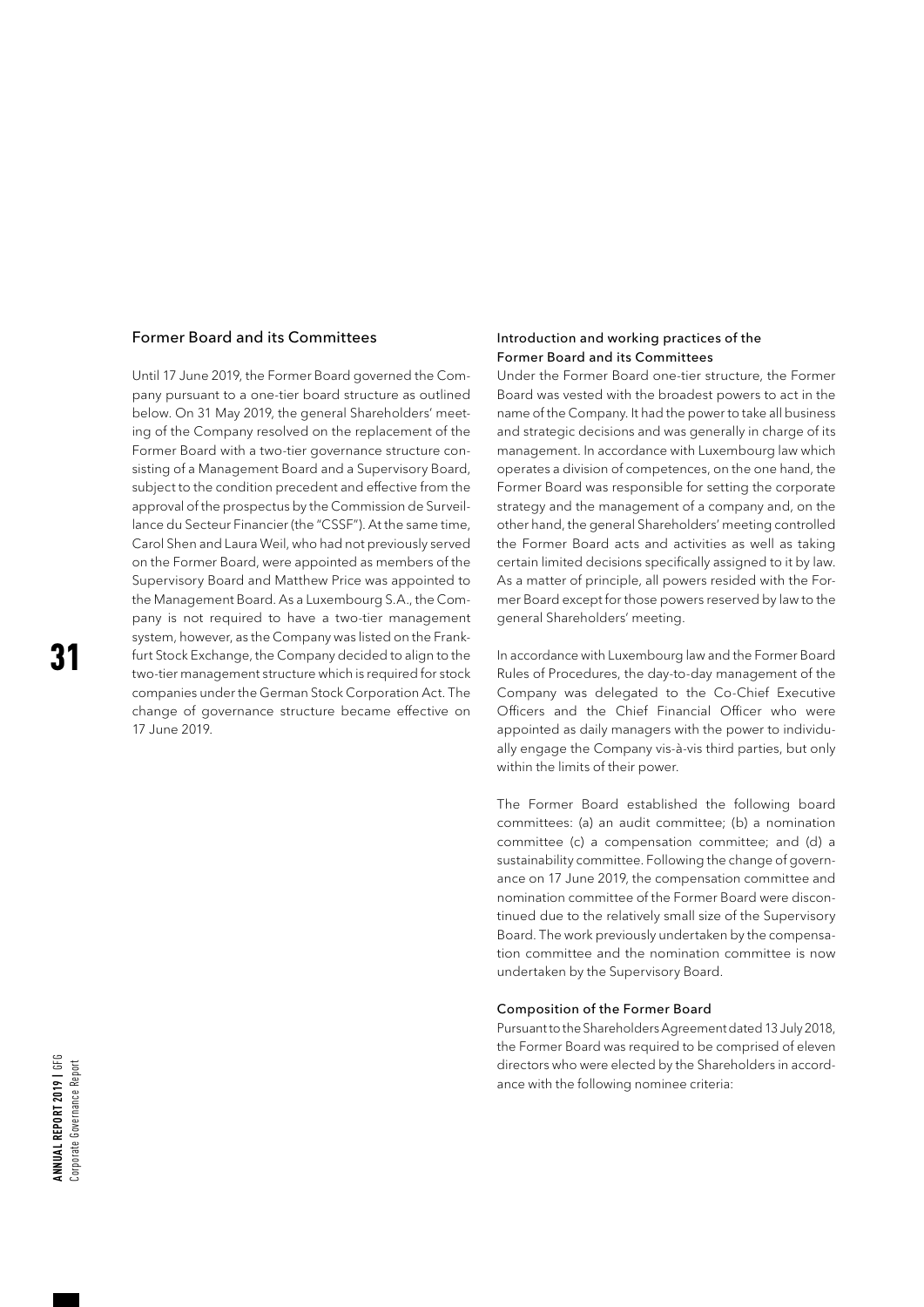## Former Board and its Committees

Until 17 June 2019, the Former Board governed the Company pursuant to a one-tier board structure as outlined below. On 31 May 2019, the general Shareholders' meeting of the Company resolved on the replacement of the Former Board with a two-tier governance structure consisting of a Management Board and a Supervisory Board, subject to the condition precedent and effective from the approval of the prospectus by the Commission de Surveillance du Secteur Financier (the "CSSF"). At the same time, Carol Shen and Laura Weil, who had not previously served on the Former Board, were appointed as members of the Supervisory Board and Matthew Price was appointed to the Management Board. As a Luxembourg S.A., the Company is not required to have a two-tier management system, however, as the Company was listed on the Frankfurt Stock Exchange, the Company decided to align to the two-tier management structure which is required for stock companies under the German Stock Corporation Act. The change of governance structure became effective on 17 June 2019.

### Introduction and working practices of the Former Board and its Committees

Under the Former Board one-tier structure, the Former Board was vested with the broadest powers to act in the name of the Company. It had the power to take all business and strategic decisions and was generally in charge of its management. In accordance with Luxembourg law which operates a division of competences, on the one hand, the Former Board was responsible for setting the corporate strategy and the management of a company and, on the other hand, the general Shareholders' meeting controlled the Former Board acts and activities as well as taking certain limited decisions specifically assigned to it by law. As a matter of principle, all powers resided with the Former Board except for those powers reserved by law to the general Shareholders' meeting.

In accordance with Luxembourg law and the Former Board Rules of Procedures, the day-to-day management of the Company was delegated to the Co-Chief Executive Officers and the Chief Financial Officer who were appointed as daily managers with the power to individually engage the Company vis-à-vis third parties, but only within the limits of their power.

The Former Board established the following board committees: (a) an audit committee; (b) a nomination committee (c) a compensation committee; and (d) a sustainability committee. Following the change of governance on 17 June 2019, the compensation committee and nomination committee of the Former Board were discontinued due to the relatively small size of the Supervisory Board. The work previously undertaken by the compensation committee and the nomination committee is now undertaken by the Supervisory Board.

### Composition of the Former Board

Pursuant to the Shareholders Agreement dated 13 July 2018, the Former Board was required to be comprised of eleven directors who were elected by the Shareholders in accordance with the following nominee criteria: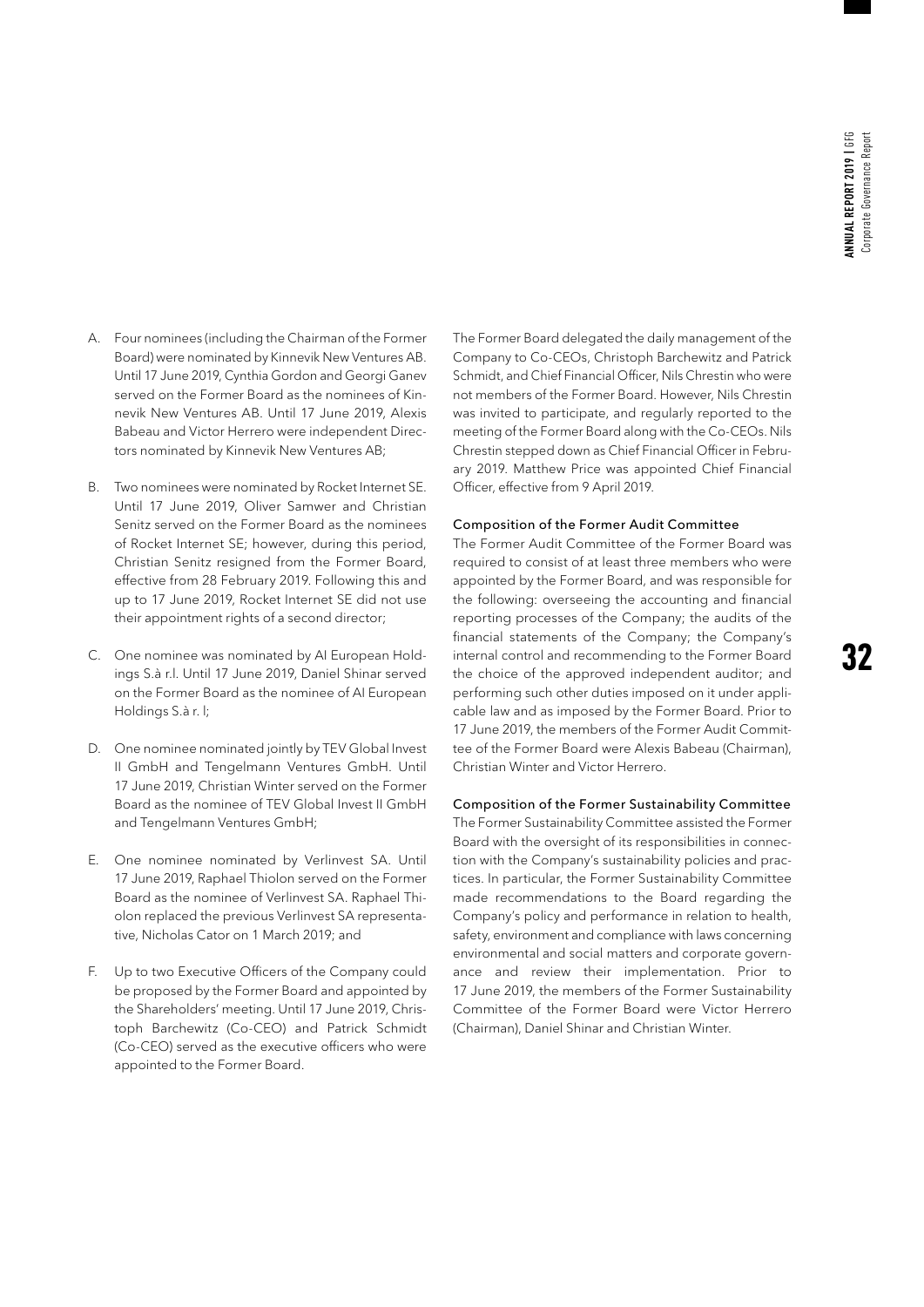A. Four nominees (including the Chairman of the Former Board) were nominated by Kinnevik New Ventures AB. Until 17 June 2019, Cynthia Gordon and Georgi Ganev served on the Former Board as the nominees of Kinnevik New Ventures AB. Until 17 June 2019, Alexis Babeau and Victor Herrero were independent Directors nominated by Kinnevik New Ventures AB;

B. Two nominees were nominated by Rocket Internet SE. Until 17 June 2019, Oliver Samwer and Christian Senitz served on the Former Board as the nominees of Rocket Internet SE; however, during this period, Christian Senitz resigned from the Former Board, effective from 28 February 2019. Following this and up to 17 June 2019, Rocket Internet SE did not use their appointment rights of a second director;

C. One nominee was nominated by AI European Holdings S.à r.l. Until 17 June 2019, Daniel Shinar served on the Former Board as the nominee of AI European Holdings S.à r. l;

D. One nominee nominated jointly by TEV Global Invest II GmbH and Tengelmann Ventures GmbH. Until 17 June 2019, Christian Winter served on the Former Board as the nominee of TEV Global Invest II GmbH and Tengelmann Ventures GmbH;

E. One nominee nominated by Verlinvest SA. Until 17 June 2019, Raphael Thiolon served on the Former Board as the nominee of Verlinvest SA. Raphael Thiolon replaced the previous Verlinvest SA representative, Nicholas Cator on 1 March 2019; and

F. Up to two Executive Officers of the Company could be proposed by the Former Board and appointed by the Shareholders' meeting. Until 17 June 2019, Christoph Barchewitz (Co-CEO) and Patrick Schmidt (Co-CEO) served as the executive officers who were appointed to the Former Board.

The Former Board delegated the daily management of the Company to Co-CEOs, Christoph Barchewitz and Patrick Schmidt, and Chief Financial Officer, Nils Chrestin who were not members of the Former Board. However, Nils Chrestin was invited to participate, and regularly reported to the meeting of the Former Board along with the Co-CEOs. Nils Chrestin stepped down as Chief Financial Officer in February 2019. Matthew Price was appointed Chief Financial Officer, effective from 9 April 2019.

#### Composition of the Former Audit Committee

The Former Audit Committee of the Former Board was required to consist of at least three members who were appointed by the Former Board, and was responsible for the following: overseeing the accounting and financial reporting processes of the Company; the audits of the financial statements of the Company; the Company's internal control and recommending to the Former Board the choice of the approved independent auditor; and performing such other duties imposed on it under applicable law and as imposed by the Former Board. Prior to 17 June 2019, the members of the Former Audit Committee of the Former Board were Alexis Babeau (Chairman), Christian Winter and Victor Herrero.

#### Composition of the Former Sustainability Committee

The Former Sustainability Committee assisted the Former Board with the oversight of its responsibilities in connection with the Company's sustainability policies and practices. In particular, the Former Sustainability Committee made recommendations to the Board regarding the Company's policy and performance in relation to health, safety, environment and compliance with laws concerning environmental and social matters and corporate governance and review their implementation. Prior to 17 June 2019, the members of the Former Sustainability Committee of the Former Board were Victor Herrero (Chairman), Daniel Shinar and Christian Winter.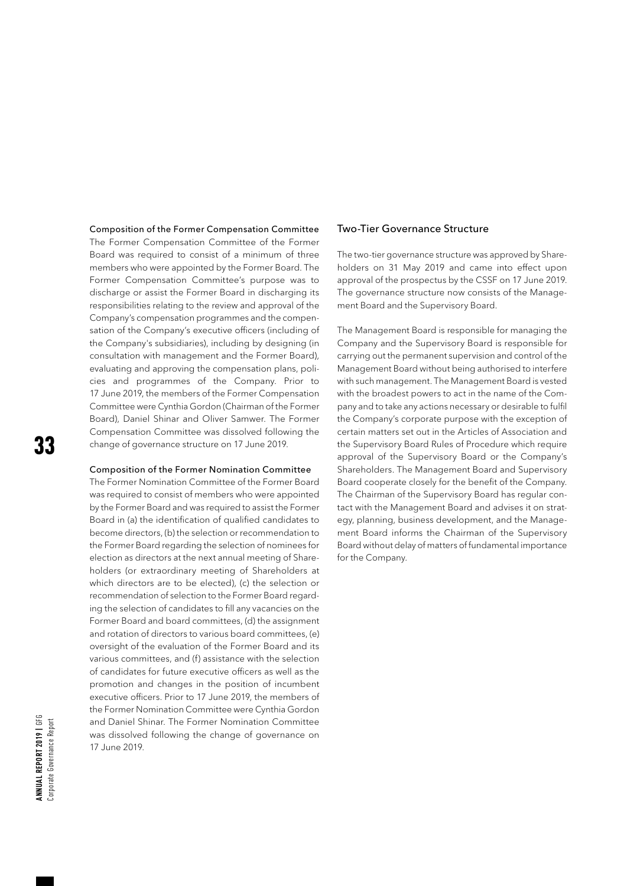### Composition of the Former Compensation Committee

The Former Compensation Committee of the Former Board was required to consist of a minimum of three members who were appointed by the Former Board. The Former Compensation Committee's purpose was to discharge or assist the Former Board in discharging its responsibilities relating to the review and approval of the Company's compensation programmes and the compensation of the Company's executive officers (including of the Company's subsidiaries), including by designing (in consultation with management and the Former Board), evaluating and approving the compensation plans, policies and programmes of the Company. Prior to 17 June 2019, the members of the Former Compensation Committee were Cynthia Gordon (Chairman of the Former Board), Daniel Shinar and Oliver Samwer. The Former Compensation Committee was dissolved following the change of governance structure on 17 June 2019.

### Composition of the Former Nomination Committee

The Former Nomination Committee of the Former Board was required to consist of members who were appointed by the Former Board and was required to assist the Former Board in (a) the identification of qualified candidates to become directors, (b) the selection or recommendation to the Former Board regarding the selection of nominees for election as directors at the next annual meeting of Shareholders (or extraordinary meeting of Shareholders at which directors are to be elected), (c) the selection or recommendation of selection to the Former Board regarding the selection of candidates to fill any vacancies on the Former Board and board committees, (d) the assignment and rotation of directors to various board committees, (e) oversight of the evaluation of the Former Board and its various committees, and (f) assistance with the selection of candidates for future executive officers as well as the promotion and changes in the position of incumbent executive officers. Prior to 17 June 2019, the members of the Former Nomination Committee were Cynthia Gordon and Daniel Shinar. The Former Nomination Committee was dissolved following the change of governance on 17 June 2019.

## Two-Tier Governance Structure

The two-tier governance structure was approved by Shareholders on 31 May 2019 and came into effect upon approval of the prospectus by the CSSF on 17 June 2019. The governance structure now consists of the Management Board and the Supervisory Board.

The Management Board is responsible for managing the Company and the Supervisory Board is responsible for carrying out the permanent supervision and control of the Management Board without being authorised to interfere with such management. The Management Board is vested with the broadest powers to act in the name of the Company and to take any actions necessary or desirable to fulfil the Company's corporate purpose with the exception of certain matters set out in the Articles of Association and the Supervisory Board Rules of Procedure which require approval of the Supervisory Board or the Company's Shareholders. The Management Board and Supervisory Board cooperate closely for the benefit of the Company. The Chairman of the Supervisory Board has regular contact with the Management Board and advises it on strategy, planning, business development, and the Management Board informs the Chairman of the Supervisory Board without delay of matters of fundamental importance for the Company.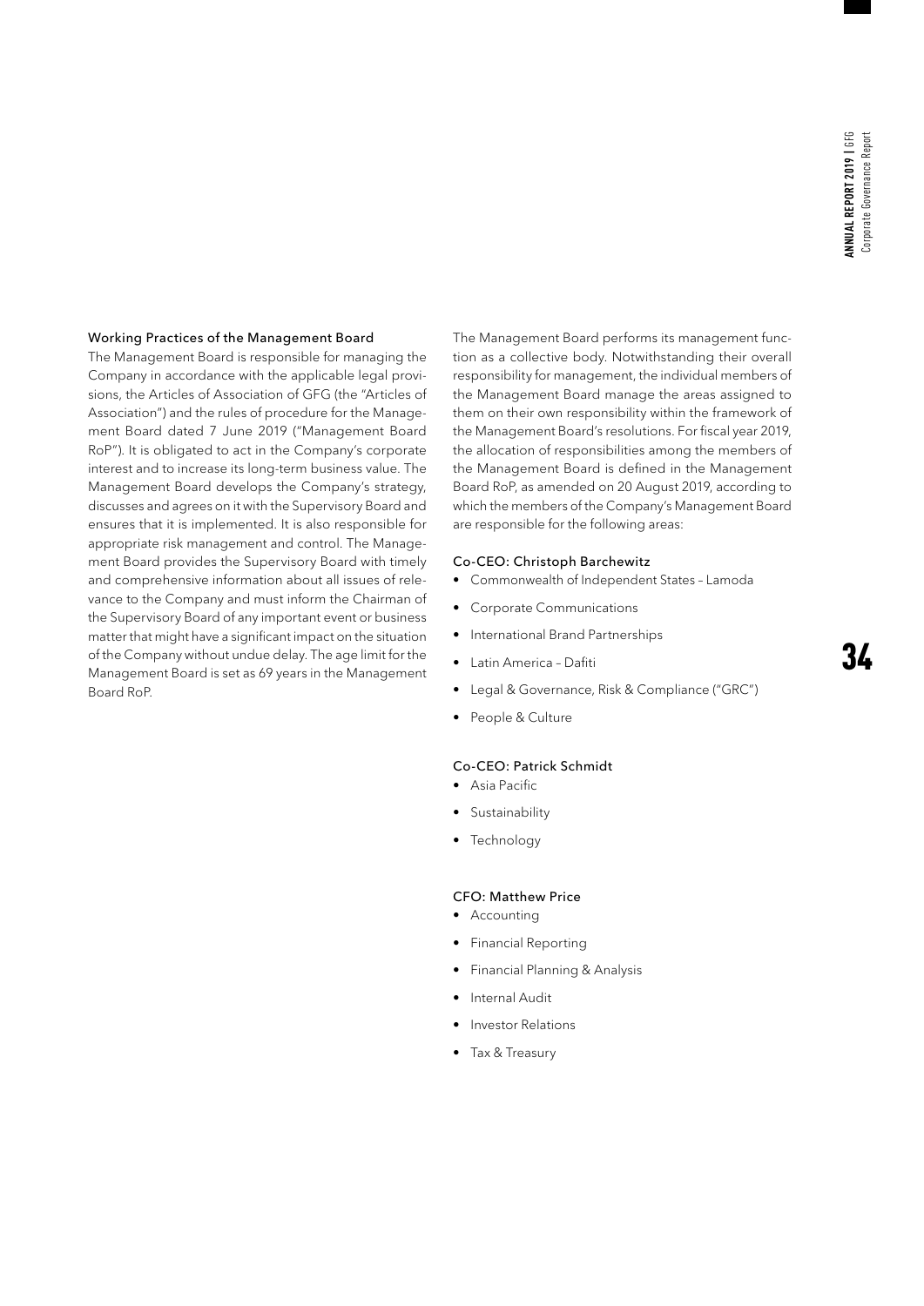### Working Practices of the Management Board

The Management Board is responsible for managing the Company in accordance with the applicable legal provisions, the Articles of Association of GFG (the "Articles of Association") and the rules of procedure for the Management Board dated 7 June 2019 ("Management Board RoP"). It is obligated to act in the Company's corporate interest and to increase its long-term business value. The Management Board develops the Company's strategy, discusses and agrees on it with the Supervisory Board and ensures that it is implemented. It is also responsible for appropriate risk management and control. The Management Board provides the Supervisory Board with timely and comprehensive information about all issues of relevance to the Company and must inform the Chairman of the Supervisory Board of any important event or business matter that might have a significant impact on the situation of the Company without undue delay. The age limit for the Management Board is set as 69 years in the Management Board RoP.

The Management Board performs its management function as a collective body. Notwithstanding their overall responsibility for management, the individual members of the Management Board manage the areas assigned to them on their own responsibility within the framework of the Management Board's resolutions. For fiscal year 2019, the allocation of responsibilities among the members of the Management Board is defined in the Management Board RoP, as amended on 20 August 2019, according to which the members of the Company's Management Board are responsible for the following areas:

#### Co-CEO: Christoph Barchewitz

- Commonwealth of Independent States – Lamoda
- Corporate Communications
- International Brand Partnerships
- Latin America – Dafiti
- Legal & Governance, Risk & Compliance ("GRC")
- People & Culture

#### Co-CEO: Patrick Schmidt

- Asia Pacific
- Sustainability
- Technology

#### CFO: Matthew Price

- Accounting
- Financial Reporting
- Financial Planning & Analysis
- Internal Audit
- Investor Relations
- Tax & Treasury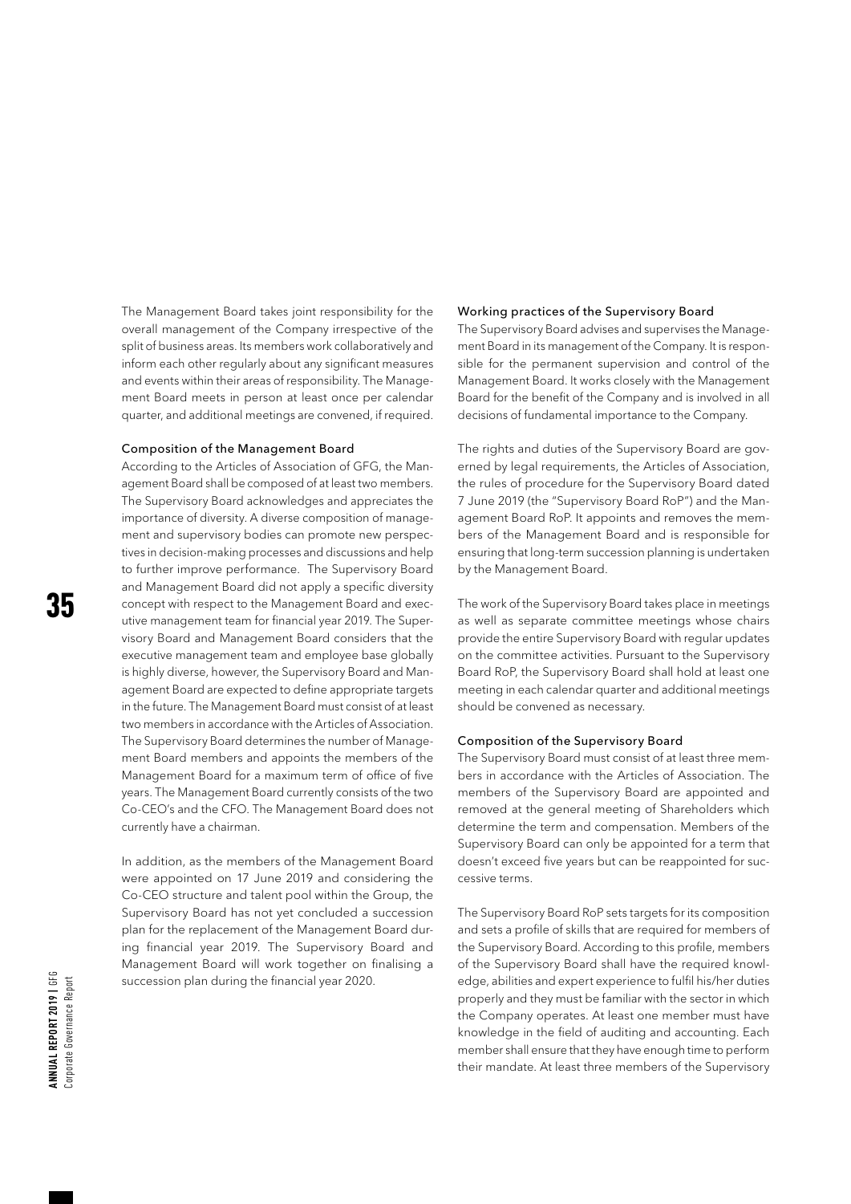The Management Board takes joint responsibility for the overall management of the Company irrespective of the split of business areas. Its members work collaboratively and inform each other regularly about any significant measures and events within their areas of responsibility. The Management Board meets in person at least once per calendar quarter, and additional meetings are convened, if required.

### Composition of the Management Board

According to the Articles of Association of GFG, the Management Board shall be composed of at least two members. The Supervisory Board acknowledges and appreciates the importance of diversity. A diverse composition of management and supervisory bodies can promote new perspectives in decision-making processes and discussions and help to further improve performance. The Supervisory Board and Management Board did not apply a specific diversity concept with respect to the Management Board and executive management team for financial year 2019. The Supervisory Board and Management Board considers that the executive management team and employee base globally is highly diverse, however, the Supervisory Board and Management Board are expected to define appropriate targets in the future. The Management Board must consist of at least two members in accordance with the Articles of Association. The Supervisory Board determines the number of Management Board members and appoints the members of the Management Board for a maximum term of office of five years. The Management Board currently consists of the two Co-CEO's and the CFO. The Management Board does not currently have a chairman.

In addition, as the members of the Management Board were appointed on 17 June 2019 and considering the Co-CEO structure and talent pool within the Group, the Supervisory Board has not yet concluded a succession plan for the replacement of the Management Board during financial year 2019. The Supervisory Board and Management Board will work together on finalising a succession plan during the financial year 2020.

### Working practices of the Supervisory Board

The Supervisory Board advises and supervises the Management Board in its management of the Company. It is responsible for the permanent supervision and control of the Management Board. It works closely with the Management Board for the benefit of the Company and is involved in all decisions of fundamental importance to the Company.

The rights and duties of the Supervisory Board are governed by legal requirements, the Articles of Association, the rules of procedure for the Supervisory Board dated 7 June 2019 (the "Supervisory Board RoP") and the Management Board RoP. It appoints and removes the members of the Management Board and is responsible for ensuring that long-term succession planning is undertaken by the Management Board.

The work of the Supervisory Board takes place in meetings as well as separate committee meetings whose chairs provide the entire Supervisory Board with regular updates on the committee activities. Pursuant to the Supervisory Board RoP, the Supervisory Board shall hold at least one meeting in each calendar quarter and additional meetings should be convened as necessary.

### Composition of the Supervisory Board

The Supervisory Board must consist of at least three members in accordance with the Articles of Association. The members of the Supervisory Board are appointed and removed at the general meeting of Shareholders which determine the term and compensation. Members of the Supervisory Board can only be appointed for a term that doesn't exceed five years but can be reappointed for successive terms.

The Supervisory Board RoP sets targets for its composition and sets a profile of skills that are required for members of the Supervisory Board. According to this profile, members of the Supervisory Board shall have the required knowledge, abilities and expert experience to fulfil his/her duties properly and they must be familiar with the sector in which the Company operates. At least one member must have knowledge in the field of auditing and accounting. Each member shall ensure that they have enough time to perform their mandate. At least three members of the Supervisory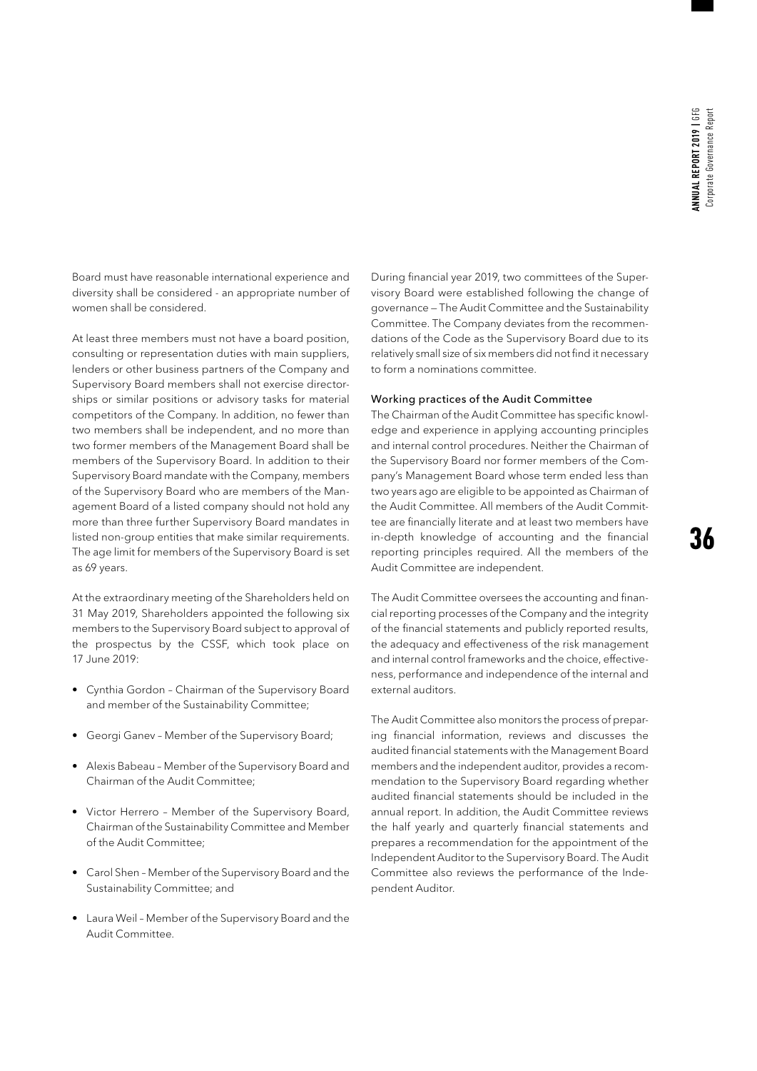Board must have reasonable international experience and diversity shall be considered - an appropriate number of women shall be considered.

At least three members must not have a board position, consulting or representation duties with main suppliers, lenders or other business partners of the Company and Supervisory Board members shall not exercise directorships or similar positions or advisory tasks for material competitors of the Company. In addition, no fewer than two members shall be independent, and no more than two former members of the Management Board shall be members of the Supervisory Board. In addition to their Supervisory Board mandate with the Company, members of the Supervisory Board who are members of the Management Board of a listed company should not hold any more than three further Supervisory Board mandates in listed non-group entities that make similar requirements. The age limit for members of the Supervisory Board is set as 69 years.

At the extraordinary meeting of the Shareholders held on 31 May 2019, Shareholders appointed the following six members to the Supervisory Board subject to approval of the prospectus by the CSSF, which took place on 17 June 2019:

- Cynthia Gordon – Chairman of the Supervisory Board and member of the Sustainability Committee;
- Georgi Ganev – Member of the Supervisory Board;
- Alexis Babeau – Member of the Supervisory Board and Chairman of the Audit Committee;
- Victor Herrero – Member of the Supervisory Board, Chairman of the Sustainability Committee and Member of the Audit Committee;
- Carol Shen – Member of the Supervisory Board and the Sustainability Committee; and
- Laura Weil – Member of the Supervisory Board and the Audit Committee.

During financial year 2019, two committees of the Supervisory Board were established following the change of governance — The Audit Committee and the Sustainability Committee. The Company deviates from the recommendations of the Code as the Supervisory Board due to its relatively small size of six members did not find it necessary to form a nominations committee.

#### Working practices of the Audit Committee

The Chairman of the Audit Committee has specific knowledge and experience in applying accounting principles and internal control procedures. Neither the Chairman of the Supervisory Board nor former members of the Company's Management Board whose term ended less than two years ago are eligible to be appointed as Chairman of the Audit Committee. All members of the Audit Committee are financially literate and at least two members have in-depth knowledge of accounting and the financial reporting principles required. All the members of the Audit Committee are independent.

The Audit Committee oversees the accounting and financial reporting processes of the Company and the integrity of the financial statements and publicly reported results, the adequacy and effectiveness of the risk management and internal control frameworks and the choice, effectiveness, performance and independence of the internal and external auditors.

The Audit Committee also monitors the process of preparing financial information, reviews and discusses the audited financial statements with the Management Board members and the independent auditor, provides a recommendation to the Supervisory Board regarding whether audited financial statements should be included in the annual report. In addition, the Audit Committee reviews the half yearly and quarterly financial statements and prepares a recommendation for the appointment of the Independent Auditor to the Supervisory Board. The Audit Committee also reviews the performance of the Independent Auditor.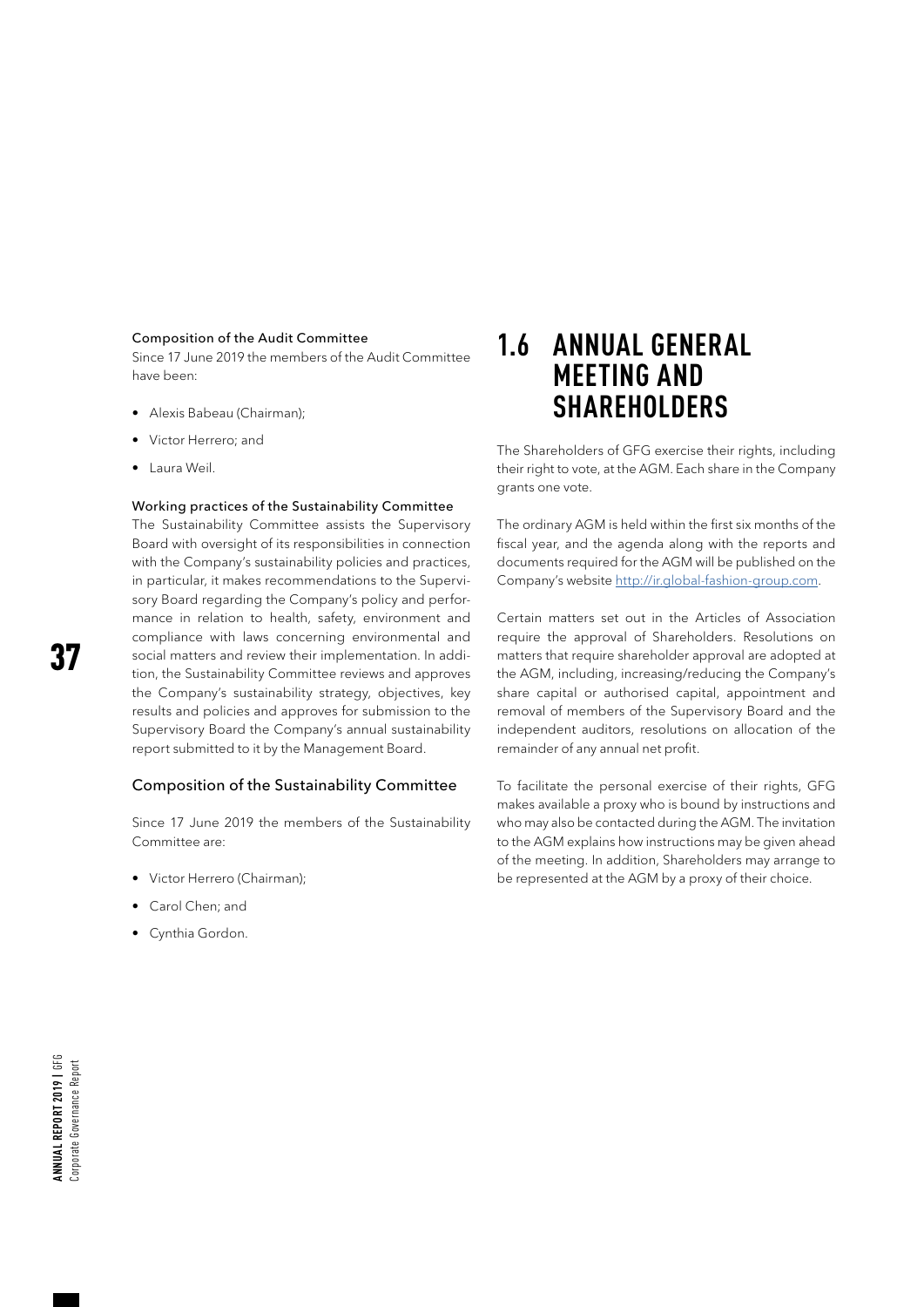#### Composition of the Audit Committee

Since 17 June 2019 the members of the Audit Committee have been:

- Alexis Babeau (Chairman);
- Victor Herrero; and
- Laura Weil.

#### Working practices of the Sustainability Committee

The Sustainability Committee assists the Supervisory Board with oversight of its responsibilities in connection with the Company's sustainability policies and practices, in particular, it makes recommendations to the Supervisory Board regarding the Company's policy and performance in relation to health, safety, environment and compliance with laws concerning environmental and social matters and review their implementation. In addition, the Sustainability Committee reviews and approves the Company's sustainability strategy, objectives, key results and policies and approves for submission to the Supervisory Board the Company's annual sustainability report submitted to it by the Management Board.

### Composition of the Sustainability Committee

Since 17 June 2019 the members of the Sustainability Committee are:

- Victor Herrero (Chairman);
- Carol Chen; and
- Cynthia Gordon.

## 1.6 ANNUAL GENERAL MEETING AND SHAREHOLDERS

The Shareholders of GFG exercise their rights, including their right to vote, at the AGM. Each share in the Company grants one vote.

The ordinary AGM is held within the first six months of the fiscal year, and the agenda along with the reports and documents required for the AGM will be published on the Company's website http://ir.global-fashion-group.com.

Certain matters set out in the Articles of Association require the approval of Shareholders. Resolutions on matters that require shareholder approval are adopted at the AGM, including, increasing/reducing the Company's share capital or authorised capital, appointment and removal of members of the Supervisory Board and the independent auditors, resolutions on allocation of the remainder of any annual net profit.

To facilitate the personal exercise of their rights, GFG makes available a proxy who is bound by instructions and who may also be contacted during the AGM. The invitation to the AGM explains how instructions may be given ahead of the meeting. In addition, Shareholders may arrange to be represented at the AGM by a proxy of their choice.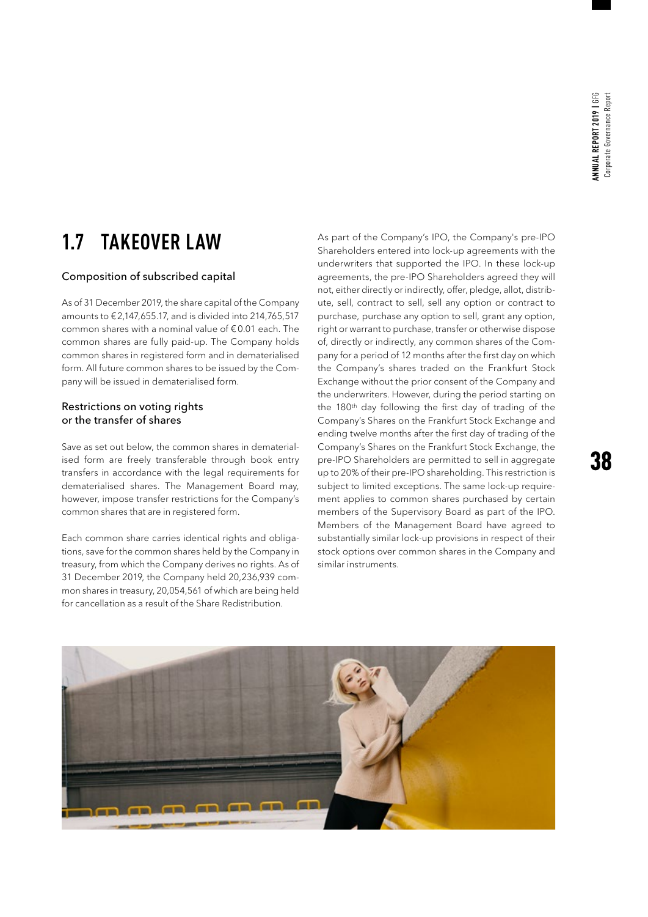# 1.7 TAKEOVER LAW

### Composition of subscribed capital

As of 31 December 2019, the share capital of the Company amounts to €2,147,655.17, and is divided into 214,765,517 common shares with a nominal value of €0.01 each. The common shares are fully paid-up. The Company holds common shares in registered form and in dematerialised form. All future common shares to be issued by the Company will be issued in dematerialised form.

### Restrictions on voting rights or the transfer of shares

Save as set out below, the common shares in dematerialised form are freely transferable through book entry transfers in accordance with the legal requirements for dematerialised shares. The Management Board may, however, impose transfer restrictions for the Company's common shares that are in registered form.

Each common share carries identical rights and obligations, save for the common shares held by the Company in treasury, from which the Company derives no rights. As of 31 December 2019, the Company held 20,236,939 common shares in treasury, 20,054,561 of which are being held for cancellation as a result of the Share Redistribution.

As part of the Company's IPO, the Company's pre-IPO Shareholders entered into lock-up agreements with the underwriters that supported the IPO. In these lock-up agreements, the pre-IPO Shareholders agreed they will not, either directly or indirectly, offer, pledge, allot, distribute, sell, contract to sell, sell any option or contract to purchase, purchase any option to sell, grant any option, right or warrant to purchase, transfer or otherwise dispose of, directly or indirectly, any common shares of the Company for a period of 12 months after the first day on which the Company's shares traded on the Frankfurt Stock Exchange without the prior consent of the Company and the underwriters. However, during the period starting on the 180th day following the first day of trading of the Company's Shares on the Frankfurt Stock Exchange and ending twelve months after the first day of trading of the Company's Shares on the Frankfurt Stock Exchange, the pre-IPO Shareholders are permitted to sell in aggregate up to 20% of their pre-IPO shareholding. This restriction is subject to limited exceptions. The same lock-up requirement applies to common shares purchased by certain members of the Supervisory Board as part of the IPO. Members of the Management Board have agreed to substantially similar lock-up provisions in respect of their stock options over common shares in the Company and similar instruments.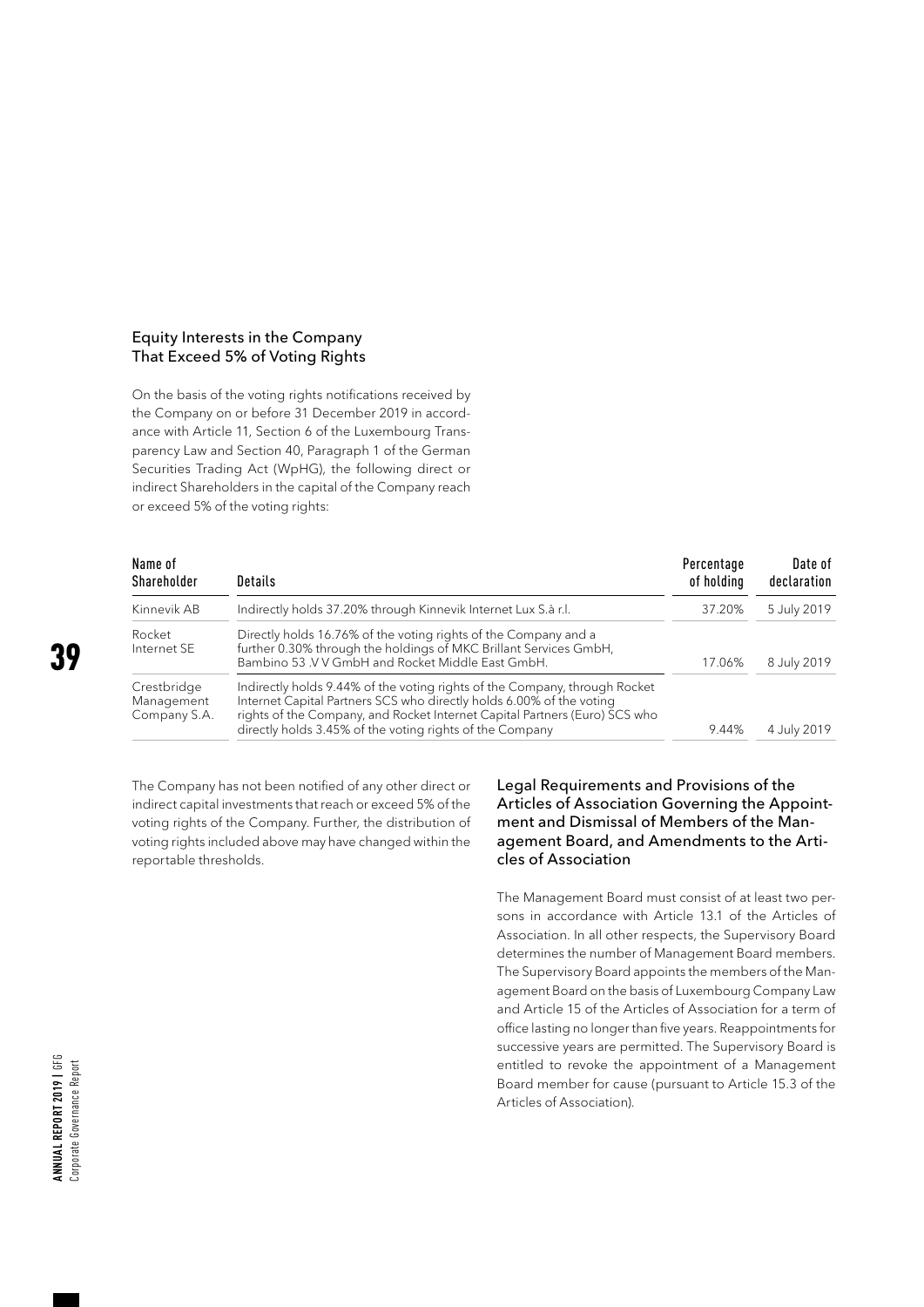### Equity Interests in the Company That Exceed 5% of Voting Rights

On the basis of the voting rights notifications received by the Company on or before 31 December 2019 in accordance with Article 11, Section 6 of the Luxembourg Transparency Law and Section 40, Paragraph 1 of the German Securities Trading Act (WpHG), the following direct or indirect Shareholders in the capital of the Company reach or exceed 5% of the voting rights:

| Name of Shareholder | Details | Percentage of holding | Date of declaration |
| --- | --- | --- | --- |
| Kinnevik AB | Indirectly holds 37.20% through Kinnevik Internet Lux S.à r.l. | 37.20% | 5 July 2019 |
| Rocket Internet SE | Directly holds 16.76% of the voting rights of the Company and a further 0.30% through the holdings of MKC Brillant Services GmbH, Bambino 53 .V V GmbH and Rocket Middle East GmbH. | 17.06% | 8 July 2019 |
| Crestbridge Management Company S.A. | Indirectly holds 9.44% of the voting rights of the Company, through Rocket Internet Capital Partners SCS who directly holds 6.00% of the voting rights of the Company, and Rocket Internet Capital Partners (Euro) SCS who directly holds 3.45% of the voting rights of the Company | 9.44% | 4 July 2019 |

The Company has not been notified of any other direct or indirect capital investments that reach or exceed 5% of the voting rights of the Company. Further, the distribution of voting rights included above may have changed within the reportable thresholds.

### Legal Requirements and Provisions of the Articles of Association Governing the Appointment and Dismissal of Members of the Management Board, and Amendments to the Articles of Association

The Management Board must consist of at least two persons in accordance with Article 13.1 of the Articles of Association. In all other respects, the Supervisory Board determines the number of Management Board members. The Supervisory Board appoints the members of the Management Board on the basis of Luxembourg Company Law and Article 15 of the Articles of Association for a term of office lasting no longer than five years. Reappointments for successive years are permitted. The Supervisory Board is entitled to revoke the appointment of a Management Board member for cause (pursuant to Article 15.3 of the Articles of Association).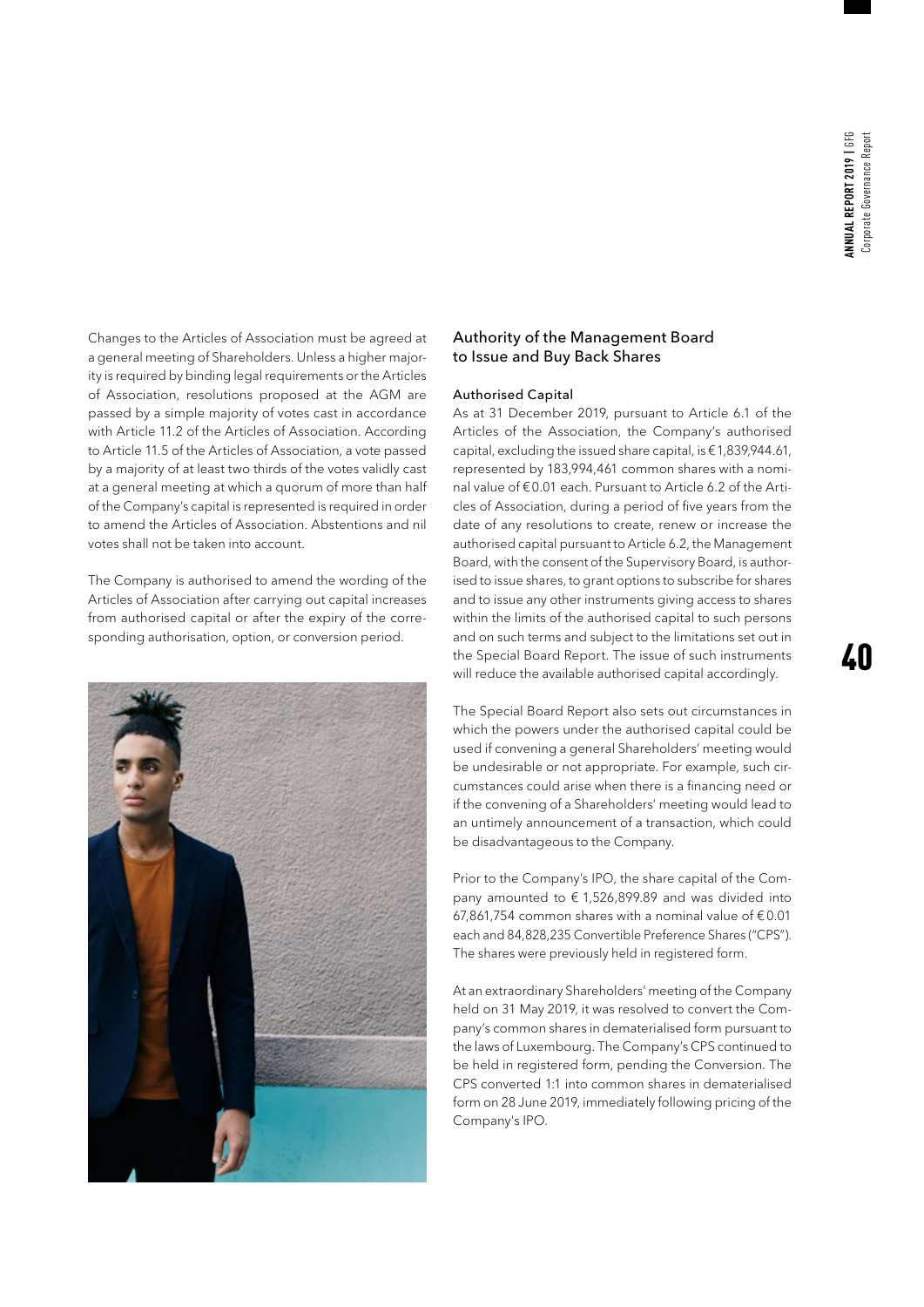Changes to the Articles of Association must be agreed at a general meeting of Shareholders. Unless a higher majority is required by binding legal requirements or the Articles of Association, resolutions proposed at the AGM are passed by a simple majority of votes cast in accordance with Article 11.2 of the Articles of Association. According to Article 11.5 of the Articles of Association, a vote passed by a majority of at least two thirds of the votes validly cast at a general meeting at which a quorum of more than half of the Company's capital is represented is required in order to amend the Articles of Association. Abstentions and nil votes shall not be taken into account.

The Company is authorised to amend the wording of the Articles of Association after carrying out capital increases from authorised capital or after the expiry of the corresponding authorisation, option, or conversion period.

## Authority of the Management Board to Issue and Buy Back Shares

### Authorised Capital

As at 31 December 2019, pursuant to Article 6.1 of the Articles of the Association, the Company's authorised capital, excluding the issued share capital, is €1,839,944.61, represented by 183,994,461 common shares with a nominal value of €0.01 each. Pursuant to Article 6.2 of the Articles of Association, during a period of five years from the date of any resolutions to create, renew or increase the authorised capital pursuant to Article 6.2, the Management Board, with the consent of the Supervisory Board, is authorised to issue shares, to grant options to subscribe for shares and to issue any other instruments giving access to shares within the limits of the authorised capital to such persons and on such terms and subject to the limitations set out in the Special Board Report. The issue of such instruments will reduce the available authorised capital accordingly.

The Special Board Report also sets out circumstances in which the powers under the authorised capital could be used if convening a general Shareholders' meeting would be undesirable or not appropriate. For example, such circumstances could arise when there is a financing need or if the convening of a Shareholders' meeting would lead to an untimely announcement of a transaction, which could be disadvantageous to the Company.

Prior to the Company's IPO, the share capital of the Company amounted to € 1,526,899.89 and was divided into 67,861,754 common shares with a nominal value of €0.01 each and 84,828,235 Convertible Preference Shares ("CPS"). The shares were previously held in registered form.

At an extraordinary Shareholders' meeting of the Company held on 31 May 2019, it was resolved to convert the Company's common shares in dematerialised form pursuant to the laws of Luxembourg. The Company's CPS continued to be held in registered form, pending the Conversion. The CPS converted 1:1 into common shares in dematerialised form on 28 June 2019, immediately following pricing of the Company's IPO.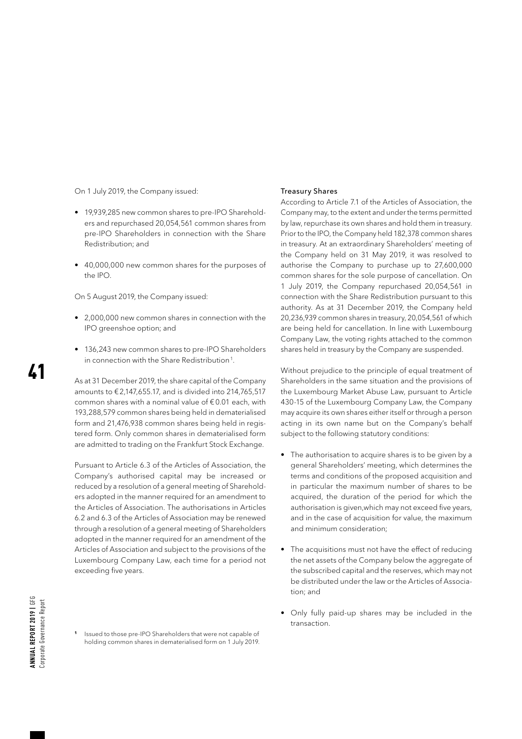On 1 July 2019, the Company issued:

- 19,939,285 new common shares to pre-IPO Shareholders and repurchased 20,054,561 common shares from pre-IPO Shareholders in connection with the Share Redistribution; and
- 40,000,000 new common shares for the purposes of the IPO.

On 5 August 2019, the Company issued:

- 2,000,000 new common shares in connection with the IPO greenshoe option; and
- 136,243 new common shares to pre-IPO Shareholders in connection with the Share Redistribution[1].

As at 31 December 2019, the share capital of the Company amounts to €2,147,655.17, and is divided into 214,765,517 common shares with a nominal value of €0.01 each, with 193,288,579 common shares being held in dematerialised form and 21,476,938 common shares being held in registered form. Only common shares in dematerialised form are admitted to trading on the Frankfurt Stock Exchange.

Pursuant to Article 6.3 of the Articles of Association, the Company's authorised capital may be increased or reduced by a resolution of a general meeting of Shareholders adopted in the manner required for an amendment to the Articles of Association. The authorisations in Articles 6.2 and 6.3 of the Articles of Association may be renewed through a resolution of a general meeting of Shareholders adopted in the manner required for an amendment of the Articles of Association and subject to the provisions of the Luxembourg Company Law, each time for a period not exceeding five years.

[1] Issued to those pre-IPO Shareholders that were not capable of holding common shares in dematerialised form on 1 July 2019.

### Treasury Shares

According to Article 7.1 of the Articles of Association, the Company may, to the extent and under the terms permitted by law, repurchase its own shares and hold them in treasury. Prior to the IPO, the Company held 182,378 common shares in treasury. At an extraordinary Shareholders' meeting of the Company held on 31 May 2019, it was resolved to authorise the Company to purchase up to 27,600,000 common shares for the sole purpose of cancellation. On 1 July 2019, the Company repurchased 20,054,561 in connection with the Share Redistribution pursuant to this authority. As at 31 December 2019, the Company held 20,236,939 common shares in treasury, 20,054,561 of which are being held for cancellation. In line with Luxembourg Company Law, the voting rights attached to the common shares held in treasury by the Company are suspended.

Without prejudice to the principle of equal treatment of Shareholders in the same situation and the provisions of the Luxembourg Market Abuse Law, pursuant to Article 430-15 of the Luxembourg Company Law, the Company may acquire its own shares either itself or through a person acting in its own name but on the Company's behalf subject to the following statutory conditions:

- The authorisation to acquire shares is to be given by a general Shareholders' meeting, which determines the terms and conditions of the proposed acquisition and in particular the maximum number of shares to be acquired, the duration of the period for which the authorisation is given,which may not exceed five years, and in the case of acquisition for value, the maximum and minimum consideration;
- The acquisitions must not have the effect of reducing the net assets of the Company below the aggregate of the subscribed capital and the reserves, which may not be distributed under the law or the Articles of Association; and
- Only fully paid-up shares may be included in the transaction.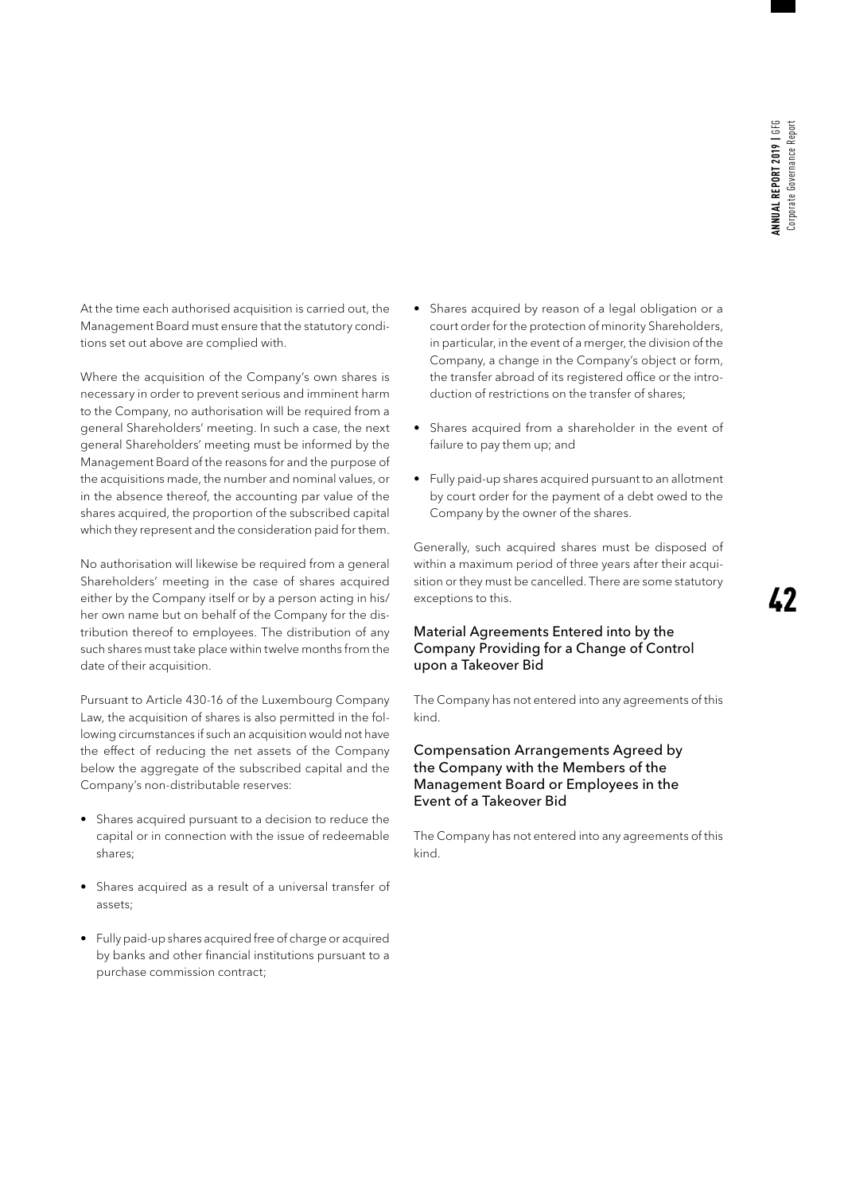At the time each authorised acquisition is carried out, the Management Board must ensure that the statutory conditions set out above are complied with.

Where the acquisition of the Company's own shares is necessary in order to prevent serious and imminent harm to the Company, no authorisation will be required from a general Shareholders' meeting. In such a case, the next general Shareholders' meeting must be informed by the Management Board of the reasons for and the purpose of the acquisitions made, the number and nominal values, or in the absence thereof, the accounting par value of the shares acquired, the proportion of the subscribed capital which they represent and the consideration paid for them.

No authorisation will likewise be required from a general Shareholders' meeting in the case of shares acquired either by the Company itself or by a person acting in his/her own name but on behalf of the Company for the distribution thereof to employees. The distribution of any such shares must take place within twelve months from the date of their acquisition.

Pursuant to Article 430-16 of the Luxembourg Company Law, the acquisition of shares is also permitted in the following circumstances if such an acquisition would not have the effect of reducing the net assets of the Company below the aggregate of the subscribed capital and the Company's non-distributable reserves:

- Shares acquired pursuant to a decision to reduce the capital or in connection with the issue of redeemable shares;
- Shares acquired as a result of a universal transfer of assets;
- Fully paid-up shares acquired free of charge or acquired by banks and other financial institutions pursuant to a purchase commission contract;
- Shares acquired by reason of a legal obligation or a court order for the protection of minority Shareholders, in particular, in the event of a merger, the division of the Company, a change in the Company's object or form, the transfer abroad of its registered office or the introduction of restrictions on the transfer of shares;
- Shares acquired from a shareholder in the event of failure to pay them up; and
- Fully paid-up shares acquired pursuant to an allotment by court order for the payment of a debt owed to the Company by the owner of the shares.

Generally, such acquired shares must be disposed of within a maximum period of three years after their acquisition or they must be cancelled. There are some statutory exceptions to this.

### Material Agreements Entered into by the Company Providing for a Change of Control upon a Takeover Bid

The Company has not entered into any agreements of this kind.

### Compensation Arrangements Agreed by the Company with the Members of the Management Board or Employees in the Event of a Takeover Bid

The Company has not entered into any agreements of this kind.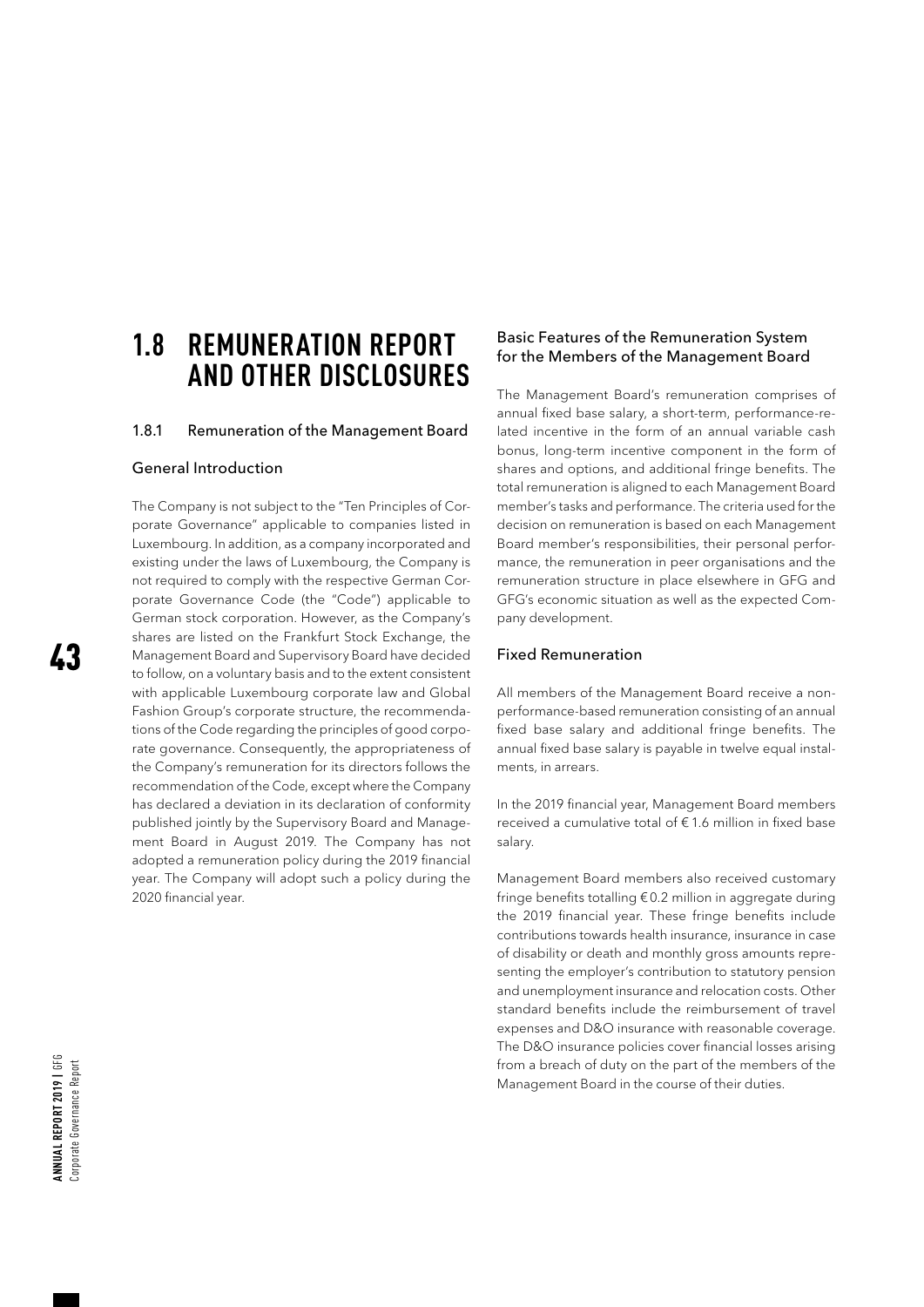# 1.8 REMUNERATION REPORT AND OTHER DISCLOSURES

## 1.8.1 Remuneration of the Management Board

### General Introduction

The Company is not subject to the "Ten Principles of Corporate Governance" applicable to companies listed in Luxembourg. In addition, as a company incorporated and existing under the laws of Luxembourg, the Company is not required to comply with the respective German Corporate Governance Code (the "Code") applicable to German stock corporation. However, as the Company's shares are listed on the Frankfurt Stock Exchange, the Management Board and Supervisory Board have decided to follow, on a voluntary basis and to the extent consistent with applicable Luxembourg corporate law and Global Fashion Group's corporate structure, the recommendations of the Code regarding the principles of good corporate governance. Consequently, the appropriateness of the Company's remuneration for its directors follows the recommendation of the Code, except where the Company has declared a deviation in its declaration of conformity published jointly by the Supervisory Board and Management Board in August 2019. The Company has not adopted a remuneration policy during the 2019 financial year. The Company will adopt such a policy during the 2020 financial year.

### Basic Features of the Remuneration System for the Members of the Management Board

The Management Board's remuneration comprises of annual fixed base salary, a short-term, performance-related incentive in the form of an annual variable cash bonus, long-term incentive component in the form of shares and options, and additional fringe benefits. The total remuneration is aligned to each Management Board member's tasks and performance. The criteria used for the decision on remuneration is based on each Management Board member's responsibilities, their personal performance, the remuneration in peer organisations and the remuneration structure in place elsewhere in GFG and GFG's economic situation as well as the expected Company development.

### Fixed Remuneration

All members of the Management Board receive a non-performance-based remuneration consisting of an annual fixed base salary and additional fringe benefits. The annual fixed base salary is payable in twelve equal instalments, in arrears.

In the 2019 financial year, Management Board members received a cumulative total of € 1.6 million in fixed base salary.

Management Board members also received customary fringe benefits totalling € 0.2 million in aggregate during the 2019 financial year. These fringe benefits include contributions towards health insurance, insurance in case of disability or death and monthly gross amounts representing the employer's contribution to statutory pension and unemployment insurance and relocation costs. Other standard benefits include the reimbursement of travel expenses and D&O insurance with reasonable coverage. The D&O insurance policies cover financial losses arising from a breach of duty on the part of the members of the Management Board in the course of their duties.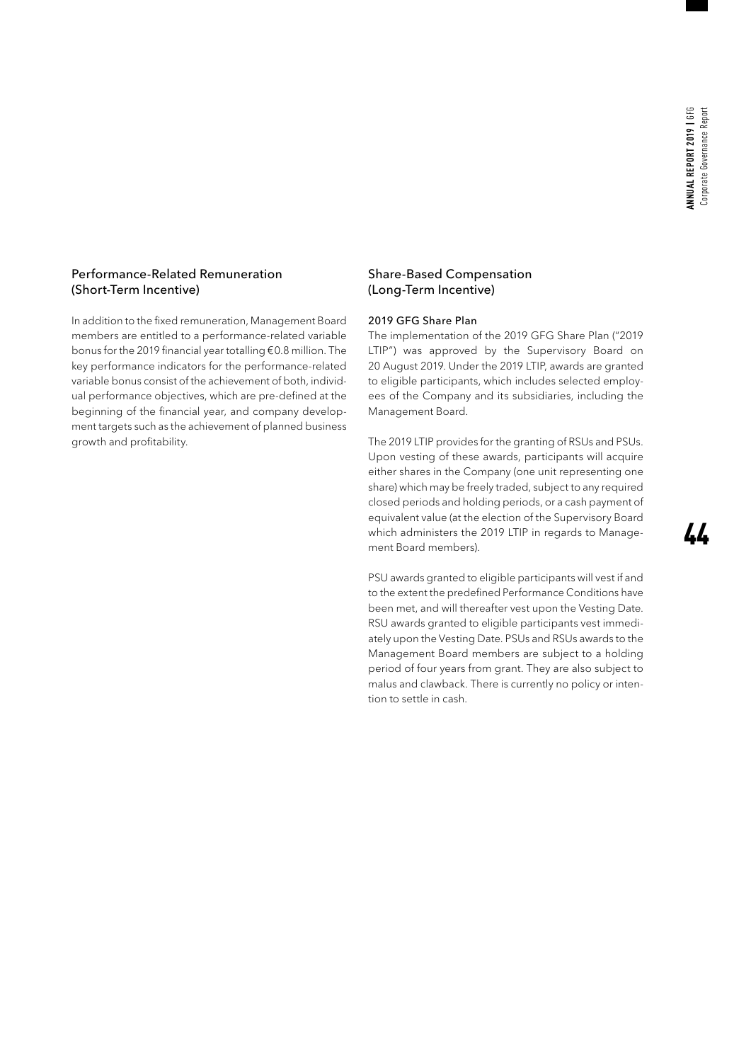## Performance-Related Remuneration (Short-Term Incentive)

In addition to the fixed remuneration, Management Board members are entitled to a performance-related variable bonus for the 2019 financial year totalling €0.8 million. The key performance indicators for the performance-related variable bonus consist of the achievement of both, individual performance objectives, which are pre-defined at the beginning of the financial year, and company development targets such as the achievement of planned business growth and profitability.

## Share-Based Compensation (Long-Term Incentive)

### 2019 GFG Share Plan

The implementation of the 2019 GFG Share Plan ("2019 LTIP") was approved by the Supervisory Board on 20 August 2019. Under the 2019 LTIP, awards are granted to eligible participants, which includes selected employees of the Company and its subsidiaries, including the Management Board.

The 2019 LTIP provides for the granting of RSUs and PSUs. Upon vesting of these awards, participants will acquire either shares in the Company (one unit representing one share) which may be freely traded, subject to any required closed periods and holding periods, or a cash payment of equivalent value (at the election of the Supervisory Board which administers the 2019 LTIP in regards to Management Board members).

PSU awards granted to eligible participants will vest if and to the extent the predefined Performance Conditions have been met, and will thereafter vest upon the Vesting Date. RSU awards granted to eligible participants vest immediately upon the Vesting Date. PSUs and RSUs awards to the Management Board members are subject to a holding period of four years from grant. They are also subject to malus and clawback. There is currently no policy or intention to settle in cash.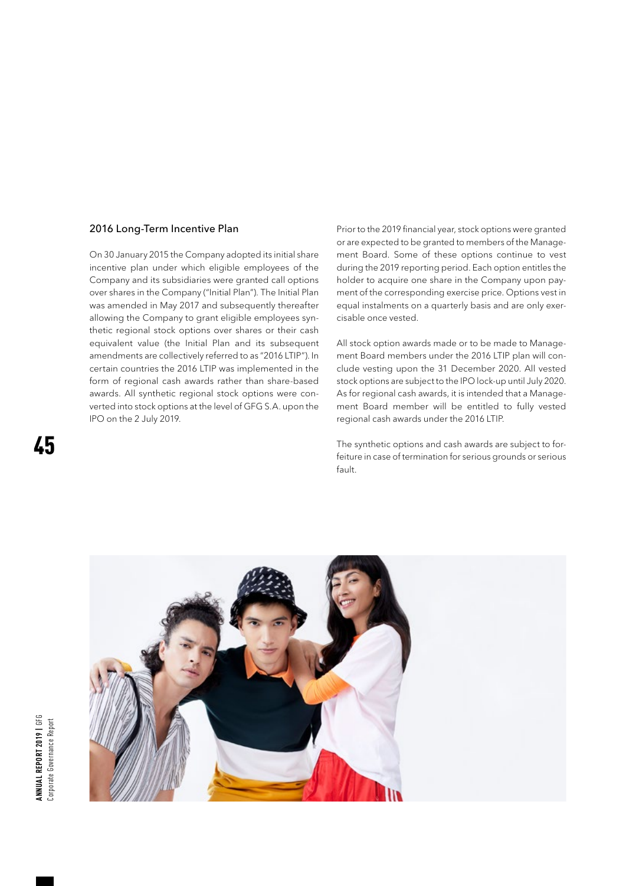### 2016 Long-Term Incentive Plan

On 30 January 2015 the Company adopted its initial share incentive plan under which eligible employees of the Company and its subsidiaries were granted call options over shares in the Company ("Initial Plan"). The Initial Plan was amended in May 2017 and subsequently thereafter allowing the Company to grant eligible employees synthetic regional stock options over shares or their cash equivalent value (the Initial Plan and its subsequent amendments are collectively referred to as "2016 LTIP"). In certain countries the 2016 LTIP was implemented in the form of regional cash awards rather than share-based awards. All synthetic regional stock options were converted into stock options at the level of GFG S.A. upon the IPO on the 2 July 2019.

Prior to the 2019 financial year, stock options were granted or are expected to be granted to members of the Management Board. Some of these options continue to vest during the 2019 reporting period. Each option entitles the holder to acquire one share in the Company upon payment of the corresponding exercise price. Options vest in equal instalments on a quarterly basis and are only exercisable once vested.

All stock option awards made or to be made to Management Board members under the 2016 LTIP plan will conclude vesting upon the 31 December 2020. All vested stock options are subject to the IPO lock-up until July 2020. As for regional cash awards, it is intended that a Management Board member will be entitled to fully vested regional cash awards under the 2016 LTIP.

The synthetic options and cash awards are subject to forfeiture in case of termination for serious grounds or serious fault.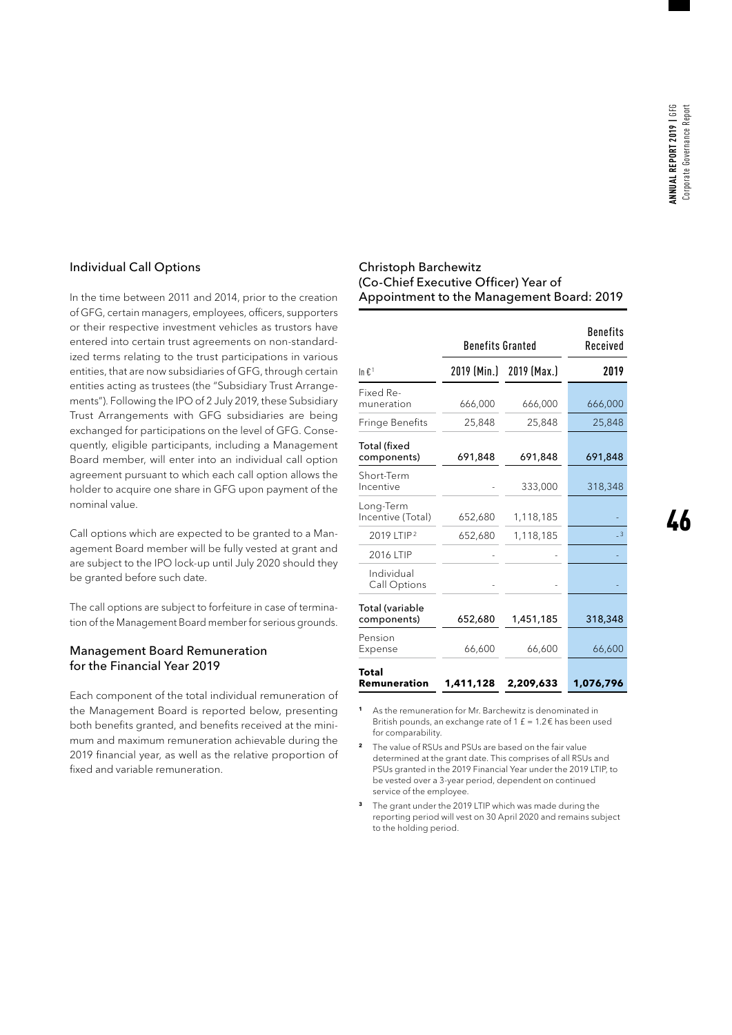## Individual Call Options

In the time between 2011 and 2014, prior to the creation of GFG, certain managers, employees, officers, supporters or their respective investment vehicles as trustors have entered into certain trust agreements on non-standardized terms relating to the trust participations in various entities, that are now subsidiaries of GFG, through certain entities acting as trustees (the "Subsidiary Trust Arrangements"). Following the IPO of 2 July 2019, these Subsidiary Trust Arrangements with GFG subsidiaries are being exchanged for participations on the level of GFG. Consequently, eligible participants, including a Management Board member, will enter into an individual call option agreement pursuant to which each call option allows the holder to acquire one share in GFG upon payment of the nominal value.

Call options which are expected to be granted to a Management Board member will be fully vested at grant and are subject to the IPO lock-up until July 2020 should they be granted before such date.

The call options are subject to forfeiture in case of termination of the Management Board member for serious grounds.

## Management Board Remuneration for the Financial Year 2019

Each component of the total individual remuneration of the Management Board is reported below, presenting both benefits granted, and benefits received at the minimum and maximum remuneration achievable during the 2019 financial year, as well as the relative proportion of fixed and variable remuneration.

### Christoph Barchewitz (Co-Chief Executive Officer) Year of Appointment to the Management Board: 2019

| | Benefits Granted | | Benefits Received |
|---|---|---|---|
| In €[1] | 2019 (Min.) | 2019 (Max.) | 2019 |
| Fixed Remuneration | 666,000 | 666,000 | 666,000 |
| Fringe Benefits | 25,848 | 25,848 | 25,848 |
| **Total (fixed components)** | **691,848** | **691,848** | **691,848** |
| Short-Term Incentive | - | 333,000 | 318,348 |
| Long-Term Incentive (Total) | 652,680 | 1,118,185 | - |
| 2019 LTIP[2] | 652,680 | 1,118,185 | -[3] |
| 2016 LTIP | - | - | - |
| Individual Call Options | - | - | - |
| **Total (variable components)** | **652,680** | **1,451,185** | **318,348** |
| Pension Expense | 66,600 | 66,600 | 66,600 |
| **Total Remuneration** | **1,411,128** | **2,209,633** | **1,076,796** |

[1] As the remuneration for Mr. Barchewitz is denominated in British pounds, an exchange rate of 1 £ = 1.2€ has been used for comparability.

[2] The value of RSUs and PSUs are based on the fair value determined at the grant date. This comprises of all RSUs and PSUs granted in the 2019 Financial Year under the 2019 LTIP, to be vested over a 3-year period, dependent on continued service of the employee.

[3] The grant under the 2019 LTIP which was made during the reporting period will vest on 30 April 2020 and remains subject to the holding period.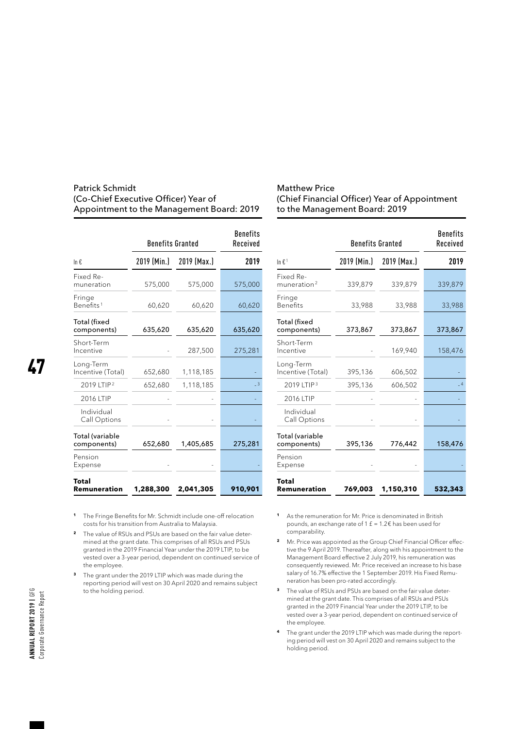### Patrick Schmidt
### (Co-Chief Executive Officer) Year of Appointment to the Management Board: 2019

| In € | Benefits Granted | | Benefits Received |
|---|---|---|---|
| | 2019 (Min.) | 2019 (Max.) | 2019 |
| Fixed Remuneration | 575,000 | 575,000 | 575,000 |
| Fringe Benefits[1] | 60,620 | 60,620 | 60,620 |
| **Total (fixed components)** | **635,620** | **635,620** | **635,620** |
| Short-Term Incentive | - | 287,500 | 275,281 |
| Long-Term Incentive (Total) | 652,680 | 1,118,185 | - |
| 2019 LTIP[2] | 652,680 | 1,118,185 | -[3] |
| 2016 LTIP | - | - | - |
| Individual Call Options | - | - | - |
| **Total (variable components)** | **652,680** | **1,405,685** | **275,281** |
| Pension Expense | - | - | - |
| **Total Remuneration** | **1,288,300** | **2,041,305** | **910,901** |

[1] The Fringe Benefits for Mr. Schmidt include one-off relocation costs for his transition from Australia to Malaysia.

[2] The value of RSUs and PSUs are based on the fair value determined at the grant date. This comprises of all RSUs and PSUs granted in the 2019 Financial Year under the 2019 LTIP, to be vested over a 3-year period, dependent on continued service of the employee.

[3] The grant under the 2019 LTIP which was made during the reporting period will vest on 30 April 2020 and remains subject to the holding period.

### Matthew Price
### (Chief Financial Officer) Year of Appointment to the Management Board: 2019

| In €[1] | Benefits Granted | | Benefits Received |
|---|---|---|---|
| | 2019 (Min.) | 2019 (Max.) | 2019 |
| Fixed Remuneration[2] | 339,879 | 339,879 | 339,879 |
| Fringe Benefits | 33,988 | 33,988 | 33,988 |
| **Total (fixed components)** | **373,867** | **373,867** | **373,867** |
| Short-Term Incentive | - | 169,940 | 158,476 |
| Long-Term Incentive (Total) | 395,136 | 606,502 | - |
| 2019 LTIP[3] | 395,136 | 606,502 | -[4] |
| 2016 LTIP | - | - | - |
| Individual Call Options | - | - | - |
| **Total (variable components)** | **395,136** | **776,442** | **158,476** |
| Pension Expense | - | - | - |
| **Total Remuneration** | **769,003** | **1,150,310** | **532,343** |

[1] As the remuneration for Mr. Price is denominated in British pounds, an exchange rate of 1 £ = 1.2€ has been used for comparability.

[2] Mr. Price was appointed as the Group Chief Financial Officer effective the 9 April 2019. Thereafter, along with his appointment to the Management Board effective 2 July 2019, his remuneration was consequently reviewed. Mr. Price received an increase to his base salary of 16.7% effective the 1 September 2019. His Fixed Remuneration has been pro-rated accordingly.

[3] The value of RSUs and PSUs are based on the fair value determined at the grant date. This comprises of all RSUs and PSUs granted in the 2019 Financial Year under the 2019 LTIP, to be vested over a 3-year period, dependent on continued service of the employee.

[4] The grant under the 2019 LTIP which was made during the reporting period will vest on 30 April 2020 and remains subject to the holding period.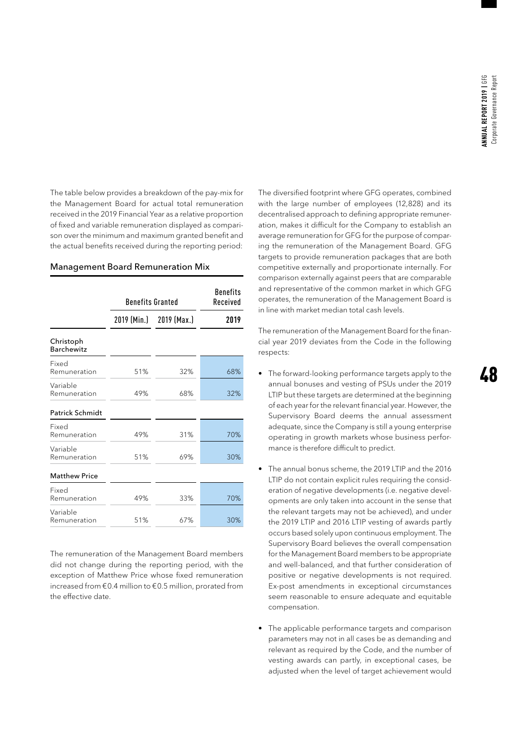The table below provides a breakdown of the pay-mix for the Management Board for actual total remuneration received in the 2019 Financial Year as a relative proportion of fixed and variable remuneration displayed as comparison over the minimum and maximum granted benefit and the actual benefits received during the reporting period:

### Management Board Remuneration Mix

| | Benefits Granted | | Benefits Received |
|---|---|---|---|
| | 2019 (Min.) | 2019 (Max.) | 2019 |
| **Christoph Barchewitz** | | | |
| Fixed Remuneration | 51% | 32% | 68% |
| Variable Remuneration | 49% | 68% | 32% |
| **Patrick Schmidt** | | | |
| Fixed Remuneration | 49% | 31% | 70% |
| Variable Remuneration | 51% | 69% | 30% |
| **Matthew Price** | | | |
| Fixed Remuneration | 49% | 33% | 70% |
| Variable Remuneration | 51% | 67% | 30% |

The remuneration of the Management Board members did not change during the reporting period, with the exception of Matthew Price whose fixed remuneration increased from €0.4 million to €0.5 million, prorated from the effective date.

The diversified footprint where GFG operates, combined with the large number of employees (12,828) and its decentralised approach to defining appropriate remuneration, makes it difficult for the Company to establish an average remuneration for GFG for the purpose of comparing the remuneration of the Management Board. GFG targets to provide remuneration packages that are both competitive externally and proportionate internally. For comparison externally against peers that are comparable and representative of the common market in which GFG operates, the remuneration of the Management Board is in line with market median total cash levels.

The remuneration of the Management Board for the financial year 2019 deviates from the Code in the following respects:

- The forward-looking performance targets apply to the annual bonuses and vesting of PSUs under the 2019 LTIP but these targets are determined at the beginning of each year for the relevant financial year. However, the Supervisory Board deems the annual assessment adequate, since the Company is still a young enterprise operating in growth markets whose business performance is therefore difficult to predict.
- The annual bonus scheme, the 2019 LTIP and the 2016 LTIP do not contain explicit rules requiring the consideration of negative developments (i.e. negative developments are only taken into account in the sense that the relevant targets may not be achieved), and under the 2019 LTIP and 2016 LTIP vesting of awards partly occurs based solely upon continuous employment. The Supervisory Board believes the overall compensation for the Management Board members to be appropriate and well-balanced, and that further consideration of positive or negative developments is not required. Ex-post amendments in exceptional circumstances seem reasonable to ensure adequate and equitable compensation.
- The applicable performance targets and comparison parameters may not in all cases be as demanding and relevant as required by the Code, and the number of vesting awards can partly, in exceptional cases, be adjusted when the level of target achievement would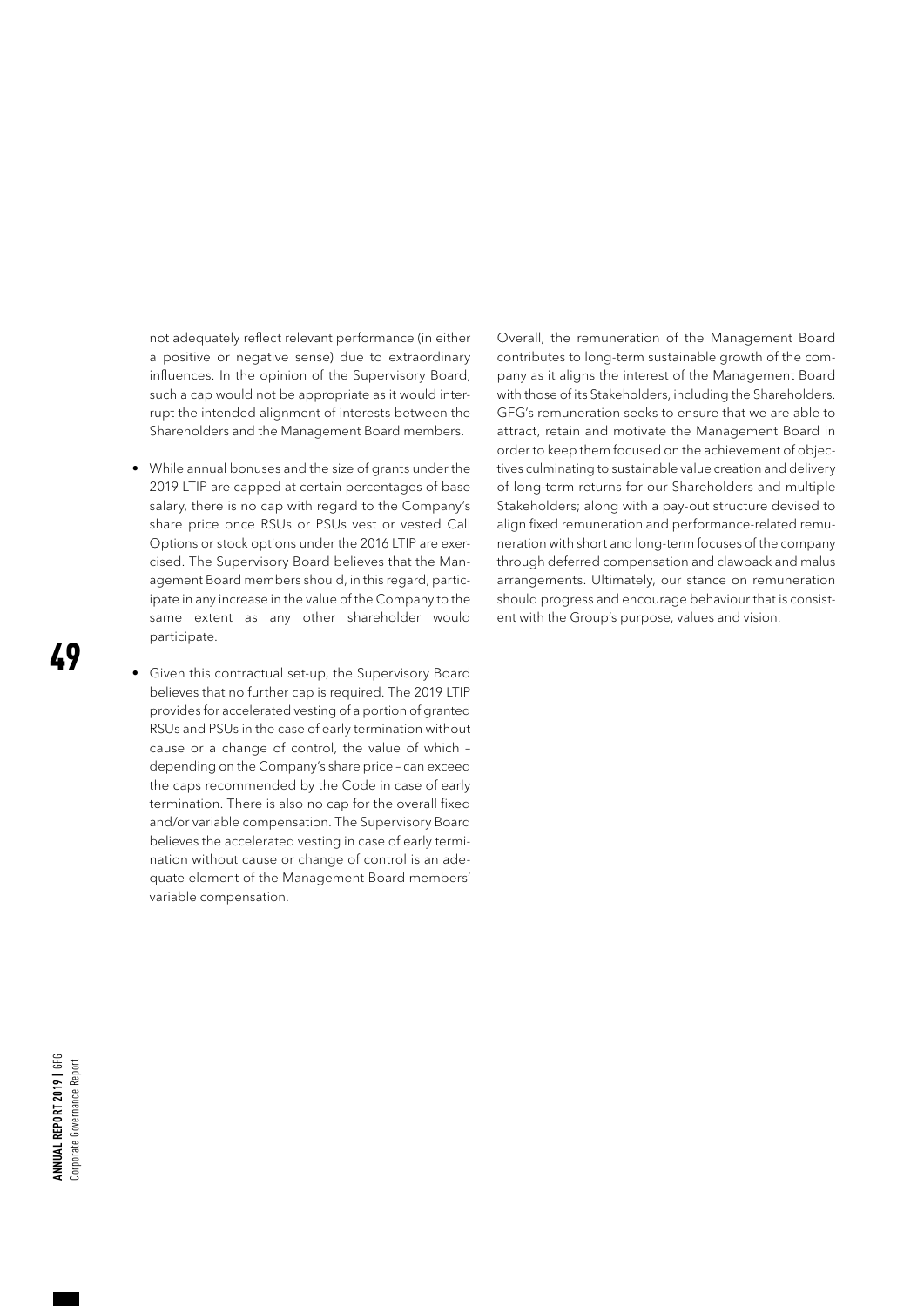not adequately reflect relevant performance (in either a positive or negative sense) due to extraordinary influences. In the opinion of the Supervisory Board, such a cap would not be appropriate as it would interrupt the intended alignment of interests between the Shareholders and the Management Board members.

- While annual bonuses and the size of grants under the 2019 LTIP are capped at certain percentages of base salary, there is no cap with regard to the Company's share price once RSUs or PSUs vest or vested Call Options or stock options under the 2016 LTIP are exercised. The Supervisory Board believes that the Management Board members should, in this regard, participate in any increase in the value of the Company to the same extent as any other shareholder would participate.
- Given this contractual set-up, the Supervisory Board believes that no further cap is required. The 2019 LTIP provides for accelerated vesting of a portion of granted RSUs and PSUs in the case of early termination without cause or a change of control, the value of which – depending on the Company's share price – can exceed the caps recommended by the Code in case of early termination. There is also no cap for the overall fixed and/or variable compensation. The Supervisory Board believes the accelerated vesting in case of early termination without cause or change of control is an adequate element of the Management Board members' variable compensation.

Overall, the remuneration of the Management Board contributes to long-term sustainable growth of the company as it aligns the interest of the Management Board with those of its Stakeholders, including the Shareholders. GFG's remuneration seeks to ensure that we are able to attract, retain and motivate the Management Board in order to keep them focused on the achievement of objectives culminating to sustainable value creation and delivery of long-term returns for our Shareholders and multiple Stakeholders; along with a pay-out structure devised to align fixed remuneration and performance-related remuneration with short and long-term focuses of the company through deferred compensation and clawback and malus arrangements. Ultimately, our stance on remuneration should progress and encourage behaviour that is consistent with the Group's purpose, values and vision.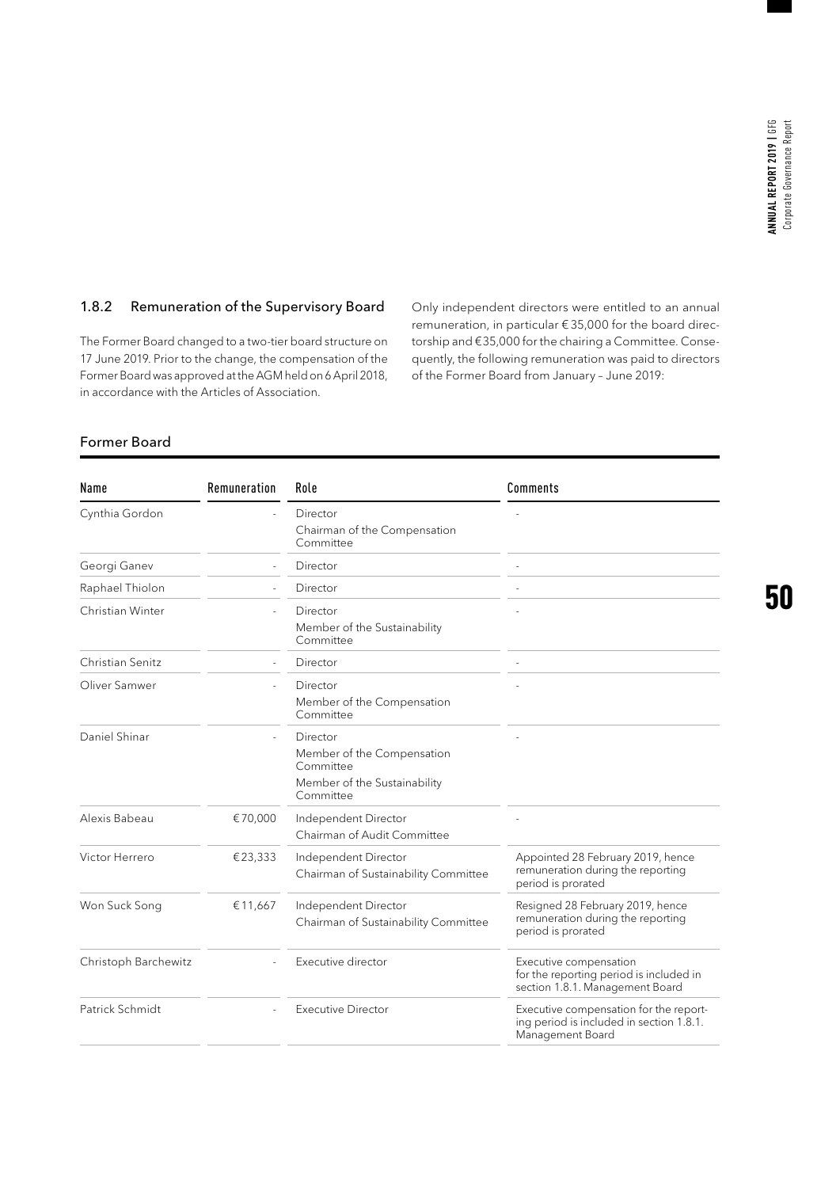### 1.8.2 Remuneration of the Supervisory Board

The Former Board changed to a two-tier board structure on 17 June 2019. Prior to the change, the compensation of the Former Board was approved at the AGM held on 6 April 2018, in accordance with the Articles of Association.

Only independent directors were entitled to an annual remuneration, in particular € 35,000 for the board directorship and €35,000 for the chairing a Committee. Consequently, the following remuneration was paid to directors of the Former Board from January – June 2019:

#### Former Board

| Name | Remuneration | Role | Comments |
|---|---|---|---|
| Cynthia Gordon | - | Director<br>Chairman of the Compensation Committee | - |
| Georgi Ganev | - | Director | - |
| Raphael Thiolon | - | Director | - |
| Christian Winter | - | Director<br>Member of the Sustainability Committee | - |
| Christian Senitz | - | Director | - |
| Oliver Samwer | - | Director<br>Member of the Compensation Committee | - |
| Daniel Shinar | - | Director<br>Member of the Compensation Committee<br>Member of the Sustainability Committee | - |
| Alexis Babeau | € 70,000 | Independent Director<br>Chairman of Audit Committee | - |
| Victor Herrero | € 23,333 | Independent Director<br>Chairman of Sustainability Committee | Appointed 28 February 2019, hence remuneration during the reporting period is prorated |
| Won Suck Song | € 11,667 | Independent Director<br>Chairman of Sustainability Committee | Resigned 28 February 2019, hence remuneration during the reporting period is prorated |
| Christoph Barchewitz | - | Executive director | Executive compensation for the reporting period is included in section 1.8.1. Management Board |
| Patrick Schmidt | - | Executive Director | Executive compensation for the reporting period is included in section 1.8.1. Management Board |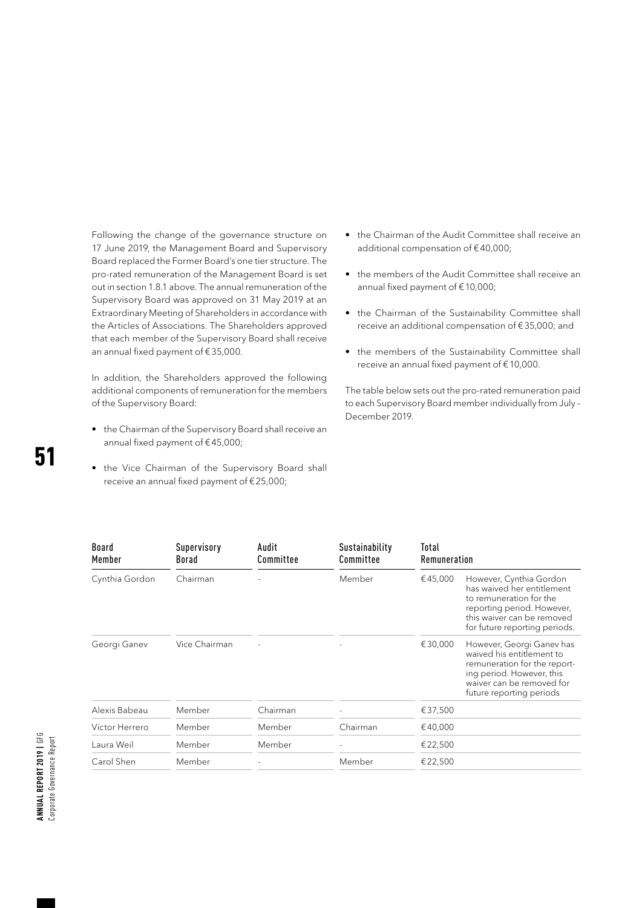Following the change of the governance structure on 17 June 2019, the Management Board and Supervisory Board replaced the Former Board's one tier structure. The pro-rated remuneration of the Management Board is set out in section 1.8.1 above. The annual remuneration of the Supervisory Board was approved on 31 May 2019 at an Extraordinary Meeting of Shareholders in accordance with the Articles of Associations. The Shareholders approved that each member of the Supervisory Board shall receive an annual fixed payment of €35,000.

In addition, the Shareholders approved the following additional components of remuneration for the members of the Supervisory Board:

- the Chairman of the Supervisory Board shall receive an annual fixed payment of €45,000;
- the Vice Chairman of the Supervisory Board shall receive an annual fixed payment of €25,000;
- the Chairman of the Audit Committee shall receive an additional compensation of €40,000;
- the members of the Audit Committee shall receive an annual fixed payment of €10,000;
- the Chairman of the Sustainability Committee shall receive an additional compensation of €35,000; and
- the members of the Sustainability Committee shall receive an annual fixed payment of €10,000.

The table below sets out the pro-rated remuneration paid to each Supervisory Board member individually from July – December 2019.

| Board Member | Supervisory Borad | Audit Committee | Sustainability Committee | Total Remuneration | |
|---|---|---|---|---|---|
| Cynthia Gordon | Chairman | - | Member | €45,000 | However, Cynthia Gordon has waived her entitlement to remuneration for the reporting period. However, this waiver can be removed for future reporting periods. |
| Georgi Ganev | Vice Chairman | - | - | €30,000 | However, Georgi Ganev has waived his entitlement to remuneration for the reporting period. However, this waiver can be removed for future reporting periods |
| Alexis Babeau | Member | Chairman | - | €37,500 | |
| Victor Herrero | Member | Member | Chairman | €40,000 | |
| Laura Weil | Member | Member | - | €22,500 | |
| Carol Shen | Member | - | Member | €22,500 | |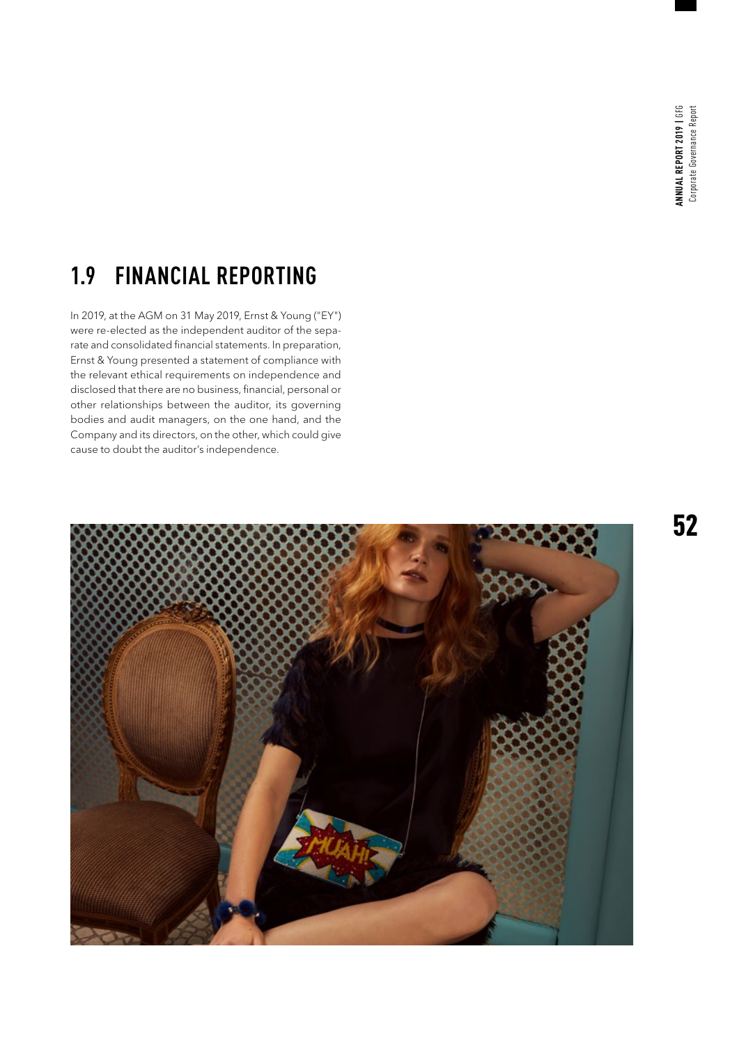## 1.9 FINANCIAL REPORTING

In 2019, at the AGM on 31 May 2019, Ernst & Young ("EY") were re-elected as the independent auditor of the separate and consolidated financial statements. In preparation, Ernst & Young presented a statement of compliance with the relevant ethical requirements on independence and disclosed that there are no business, financial, personal or other relationships between the auditor, its governing bodies and audit managers, on the one hand, and the Company and its directors, on the other, which could give cause to doubt the auditor's independence.